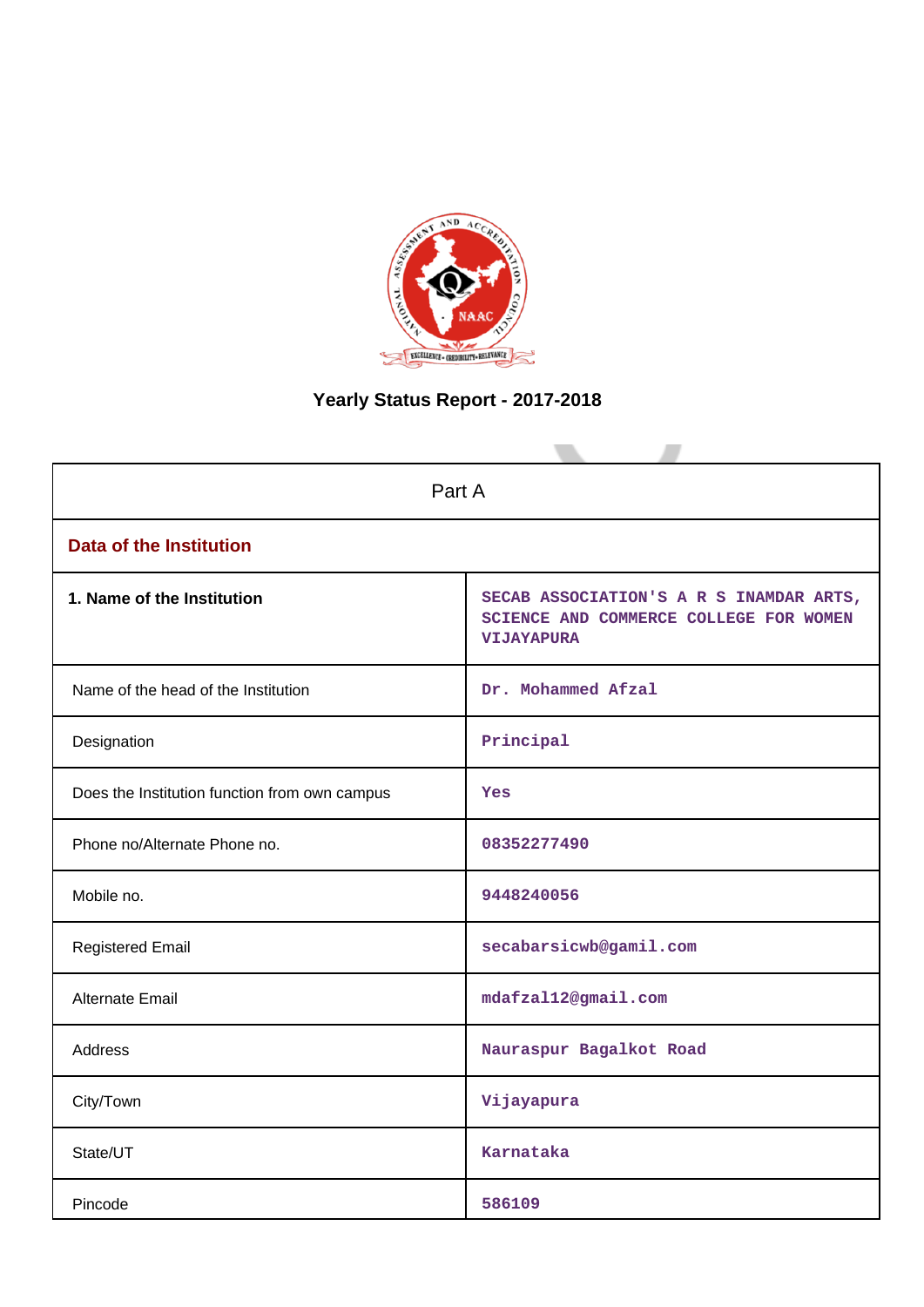# Yearly Status Report - 2017-2018

| Part A | |
|---|---|
| **Data of the Institution** | |
| **1. Name of the Institution** | SECAB ASSOCIATION'S A R S INAMDAR ARTS, SCIENCE AND COMMERCE COLLEGE FOR WOMEN VIJAYAPURA |
| Name of the head of the Institution | Dr. Mohammed Afzal |
| Designation | Principal |
| Does the Institution function from own campus | Yes |
| Phone no/Alternate Phone no. | 08352277490 |
| Mobile no. | 9448240056 |
| Registered Email | secabarsicwb@gamil.com |
| Alternate Email | mdafzal12@gmail.com |
| Address | Nauraspur Bagalkot Road |
| City/Town | Vijayapura |
| State/UT | Karnataka |
| Pincode | 586109 |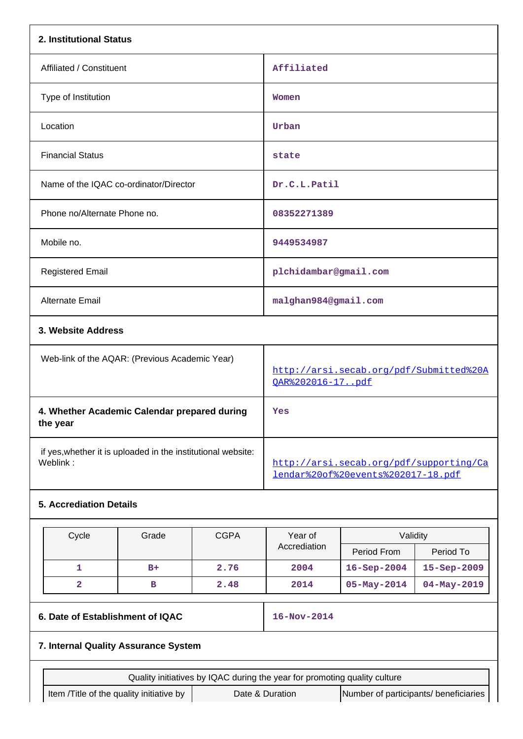## 2. Institutional Status

| | |
|---|---|
| Affiliated / Constituent | Affiliated |
| Type of Institution | Women |
| Location | Urban |
| Financial Status | state |
| Name of the IQAC co-ordinator/Director | Dr.C.L.Patil |
| Phone no/Alternate Phone no. | 08352271389 |
| Mobile no. | 9449534987 |
| Registered Email | plchidambar@gmail.com |
| Alternate Email | malghan984@gmail.com |

## 3. Website Address

| | |
|---|---|
| Web-link of the AQAR: (Previous Academic Year) | http://arsi.secab.org/pdf/Submitted%20AQAR%202016-17..pdf |

| | |
|---|---|
| **4. Whether Academic Calendar prepared during the year** | Yes |
| if yes,whether it is uploaded in the institutional website: Weblink : | http://arsi.secab.org/pdf/supporting/Calendar%20of%20events%202017-18.pdf |

## 5. Accrediation Details

| Cycle | Grade | CGPA | Year of Accrediation | Validity | |
|---|---|---|---|---|---|
| | | | | Period From | Period To |
| 1 | B+ | 2.76 | 2004 | 16-Sep-2004 | 15-Sep-2009 |
| 2 | B | 2.48 | 2014 | 05-May-2014 | 04-May-2019 |

| | |
|---|---|
| **6. Date of Establishment of IQAC** | 16-Nov-2014 |

## 7. Internal Quality Assurance System

| Quality initiatives by IQAC during the year for promoting quality culture | | |
|---|---|---|
| Item /Title of the quality initiative by | Date & Duration | Number of participants/ beneficiaries |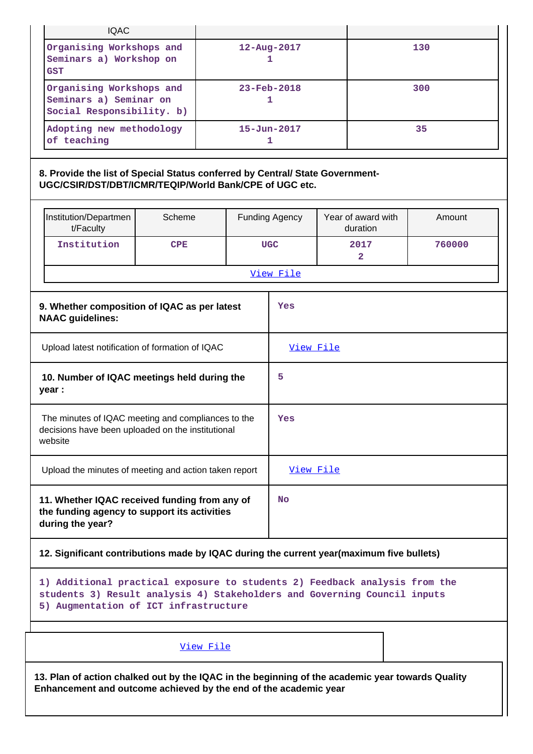| IQAC | | |
|---|---|---|
| Organising Workshops and Seminars a) Workshop on GST | 12-Aug-2017<br>1 | 130 |
| Organising Workshops and Seminars a) Seminar on Social Responsibility. b) | 23-Feb-2018<br>1 | 300 |
| Adopting new methodology of teaching | 15-Jun-2017<br>1 | 35 |

**8. Provide the list of Special Status conferred by Central/ State Government-UGC/CSIR/DST/DBT/ICMR/TEQIP/World Bank/CPE of UGC etc.**

| Institution/Department/Faculty | Scheme | Funding Agency | Year of award with duration | Amount |
|---|---|---|---|---|
| Institution | CPE | UGC | 2017<br>2 | 760000 |

View File

| | |
|---|---|
| **9. Whether composition of IQAC as per latest NAAC guidelines:** | Yes |
| Upload latest notification of formation of IQAC | View File |
| **10. Number of IQAC meetings held during the year :** | 5 |
| The minutes of IQAC meeting and compliances to the decisions have been uploaded on the institutional website | Yes |
| Upload the minutes of meeting and action taken report | View File |
| **11. Whether IQAC received funding from any of the funding agency to support its activities during the year?** | No |

**12. Significant contributions made by IQAC during the current year(maximum five bullets)**

1) Additional practical exposure to students 2) Feedback analysis from the students 3) Result analysis 4) Stakeholders and Governing Council inputs 5) Augmentation of ICT infrastructure

View File

**13. Plan of action chalked out by the IQAC in the beginning of the academic year towards Quality Enhancement and outcome achieved by the end of the academic year**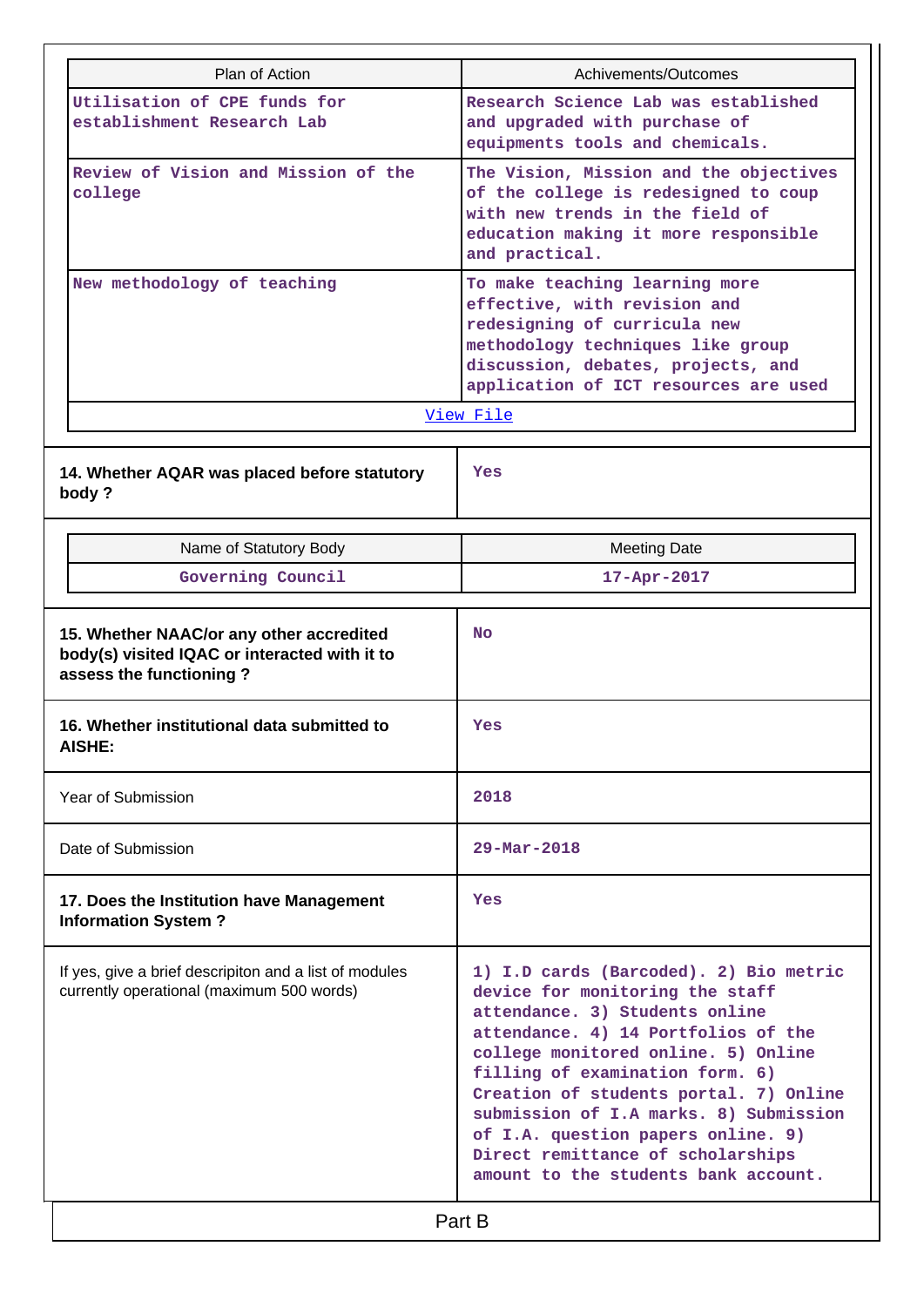| Plan of Action | Achivements/Outcomes |
|---|---|
| Utilisation of CPE funds for establishment Research Lab | Research Science Lab was established and upgraded with purchase of equipments tools and chemicals. |
| Review of Vision and Mission of the college | The Vision, Mission and the objectives of the college is redesigned to coup with new trends in the field of education making it more responsible and practical. |
| New methodology of teaching | To make teaching learning more effective, with revision and redesigning of curricula new methodology techniques like group discussion, debates, projects, and application of ICT resources are used |
| View File | |

| **14. Whether AQAR was placed before statutory body ?** | Yes |
|---|---|

| Name of Statutory Body | Meeting Date |
|---|---|
| Governing Council | 17-Apr-2017 |

| **15. Whether NAAC/or any other accredited body(s) visited IQAC or interacted with it to assess the functioning ?** | No |
|---|---|
| **16. Whether institutional data submitted to AISHE:** | Yes |
| Year of Submission | 2018 |
| Date of Submission | 29-Mar-2018 |
| **17. Does the Institution have Management Information System ?** | Yes |
| If yes, give a brief descripiton and a list of modules currently operational (maximum 500 words) | 1) I.D cards (Barcoded). 2) Bio metric device for monitoring the staff attendance. 3) Students online attendance. 4) 14 Portfolios of the college monitored online. 5) Online filling of examination form. 6) Creation of students portal. 7) Online submission of I.A marks. 8) Submission of I.A. question papers online. 9) Direct remittance of scholarships amount to the students bank account. |

## Part B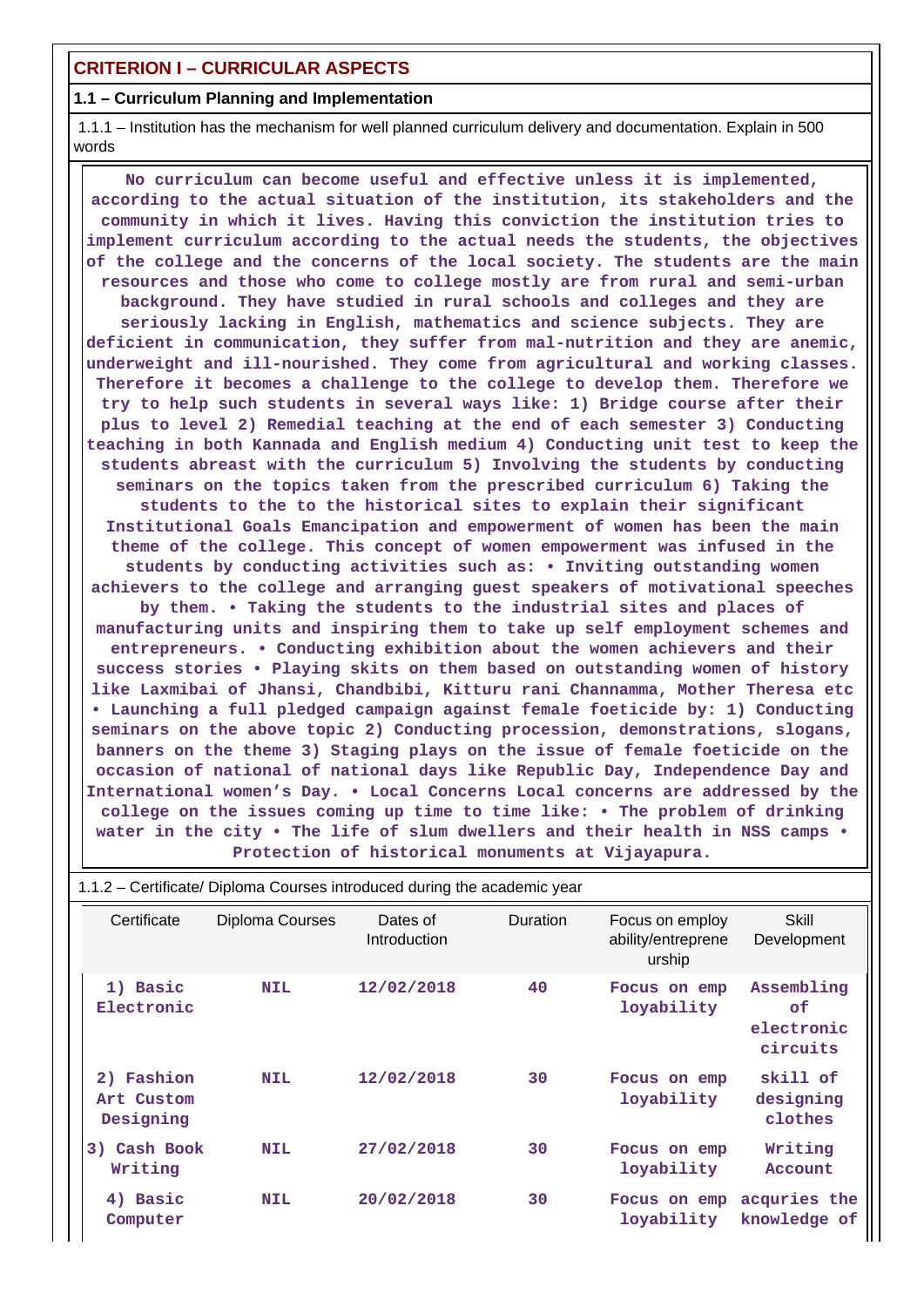## CRITERION I – CURRICULAR ASPECTS

### 1.1 – Curriculum Planning and Implementation

1.1.1 – Institution has the mechanism for well planned curriculum delivery and documentation. Explain in 500 words

**No curriculum can become useful and effective unless it is implemented, according to the actual situation of the institution, its stakeholders and the community in which it lives. Having this conviction the institution tries to implement curriculum according to the actual needs the students, the objectives of the college and the concerns of the local society. The students are the main resources and those who come to college mostly are from rural and semi-urban background. They have studied in rural schools and colleges and they are seriously lacking in English, mathematics and science subjects. They are deficient in communication, they suffer from mal-nutrition and they are anemic, underweight and ill-nourished. They come from agricultural and working classes. Therefore it becomes a challenge to the college to develop them. Therefore we try to help such students in several ways like: 1) Bridge course after their plus to level 2) Remedial teaching at the end of each semester 3) Conducting teaching in both Kannada and English medium 4) Conducting unit test to keep the students abreast with the curriculum 5) Involving the students by conducting seminars on the topics taken from the prescribed curriculum 6) Taking the students to the to the historical sites to explain their significant Institutional Goals Emancipation and empowerment of women has been the main theme of the college. This concept of women empowerment was infused in the students by conducting activities such as: • Inviting outstanding women achievers to the college and arranging guest speakers of motivational speeches by them. • Taking the students to the industrial sites and places of manufacturing units and inspiring them to take up self employment schemes and entrepreneurs. • Conducting exhibition about the women achievers and their success stories • Playing skits on them based on outstanding women of history like Laxmibai of Jhansi, Chandbibi, Kitturu rani Channamma, Mother Theresa etc • Launching a full pledged campaign against female foeticide by: 1) Conducting seminars on the above topic 2) Conducting procession, demonstrations, slogans, banners on the theme 3) Staging plays on the issue of female foeticide on the occasion of national of national days like Republic Day, Independence Day and International women's Day. • Local Concerns Local concerns are addressed by the college on the issues coming up time to time like: • The problem of drinking water in the city • The life of slum dwellers and their health in NSS camps • Protection of historical monuments at Vijayapura.**

1.1.2 – Certificate/ Diploma Courses introduced during the academic year

| Certificate | Diploma Courses | Dates of Introduction | Duration | Focus on employ ability/entreprene urship | Skill Development |
|---|---|---|---|---|---|
| 1) Basic Electronic | NIL | 12/02/2018 | 40 | Focus on emp loyability | Assembling of electronic circuits |
| 2) Fashion Art Custom Designing | NIL | 12/02/2018 | 30 | Focus on emp loyability | skill of designing clothes |
| 3) Cash Book Writing | NIL | 27/02/2018 | 30 | Focus on emp loyability | Writing Account |
| 4) Basic Computer | NIL | 20/02/2018 | 30 | Focus on emp loyability | acquries the knowledge of |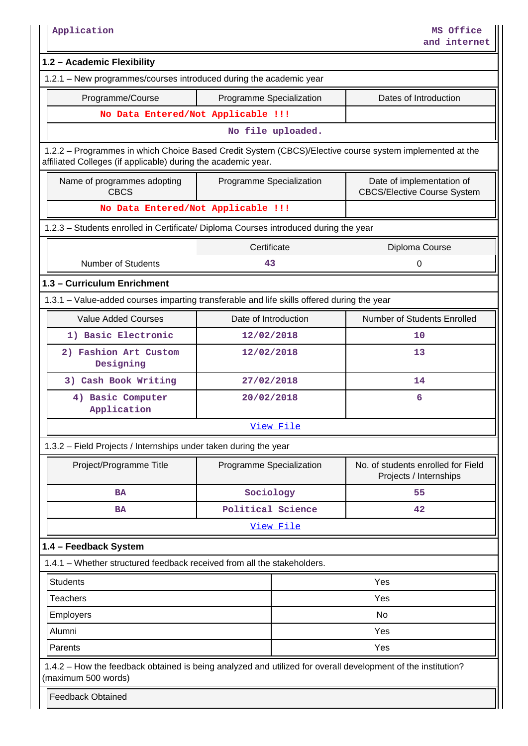| Application | MS Office and internet |
|---|---|

## 1.2 – Academic Flexibility

1.2.1 – New programmes/courses introduced during the academic year

| Programme/Course | Programme Specialization | Dates of Introduction |
|---|---|---|
| No Data Entered/Not Applicable !!! | | |
| No file uploaded. | | |

1.2.2 – Programmes in which Choice Based Credit System (CBCS)/Elective course system implemented at the affiliated Colleges (if applicable) during the academic year.

| Name of programmes adopting CBCS | Programme Specialization | Date of implementation of CBCS/Elective Course System |
|---|---|---|
| No Data Entered/Not Applicable !!! | | |

1.2.3 – Students enrolled in Certificate/ Diploma Courses introduced during the year

| | Certificate | Diploma Course |
|---|---|---|
| Number of Students | 43 | 0 |

## 1.3 – Curriculum Enrichment

1.3.1 – Value-added courses imparting transferable and life skills offered during the year

| Value Added Courses | Date of Introduction | Number of Students Enrolled |
|---|---|---|
| 1) Basic Electronic | 12/02/2018 | 10 |
| 2) Fashion Art Custom Designing | 12/02/2018 | 13 |
| 3) Cash Book Writing | 27/02/2018 | 14 |
| 4) Basic Computer Application | 20/02/2018 | 6 |
| View File | | |

1.3.2 – Field Projects / Internships under taken during the year

| Project/Programme Title | Programme Specialization | No. of students enrolled for Field Projects / Internships |
|---|---|---|
| BA | Sociology | 55 |
| BA | Political Science | 42 |
| View File | | |

## 1.4 – Feedback System

1.4.1 – Whether structured feedback received from all the stakeholders.

| Stakeholder | Response |
|---|---|
| Students | Yes |
| Teachers | Yes |
| Employers | No |
| Alumni | Yes |
| Parents | Yes |

1.4.2 – How the feedback obtained is being analyzed and utilized for overall development of the institution? (maximum 500 words)

| Feedback Obtained |
|---|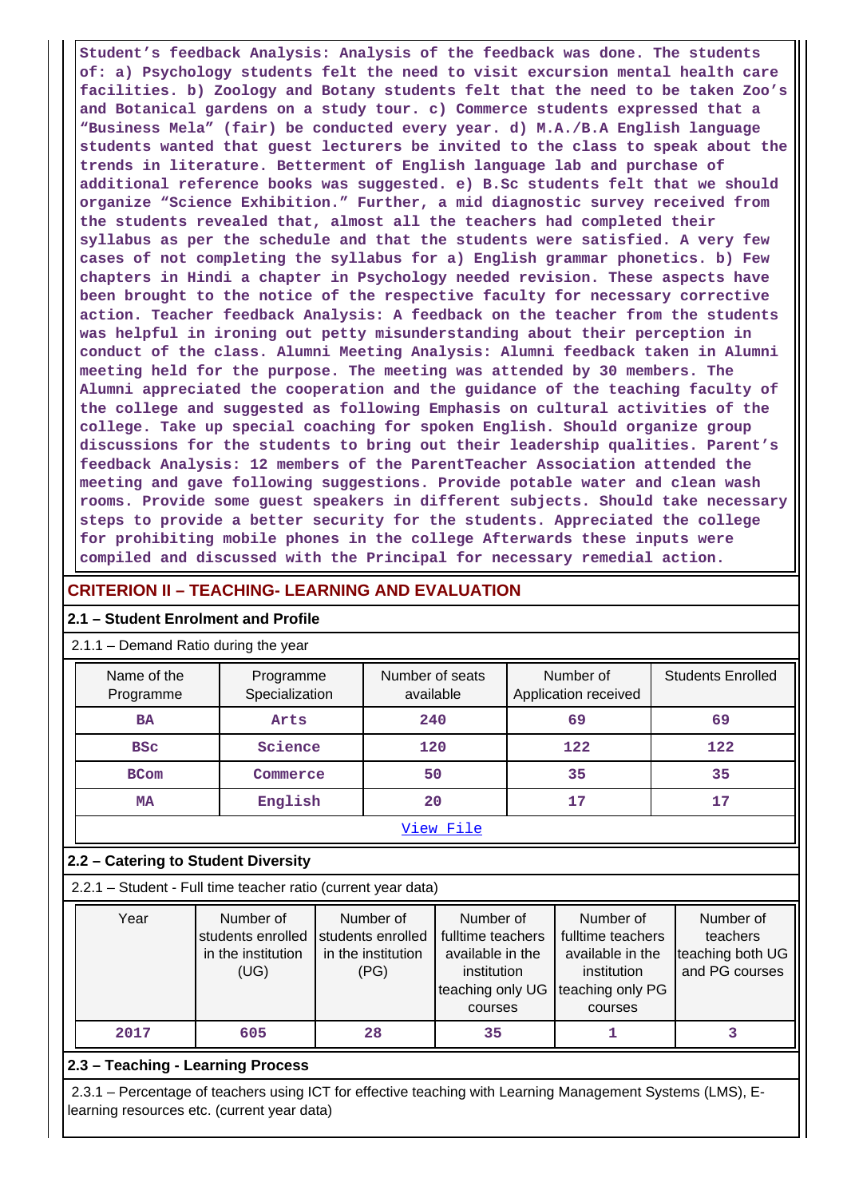**Student's feedback Analysis: Analysis of the feedback was done. The students of: a) Psychology students felt the need to visit excursion mental health care facilities. b) Zoology and Botany students felt that the need to be taken Zoo's and Botanical gardens on a study tour. c) Commerce students expressed that a "Business Mela" (fair) be conducted every year. d) M.A./B.A English language students wanted that guest lecturers be invited to the class to speak about the trends in literature. Betterment of English language lab and purchase of additional reference books was suggested. e) B.Sc students felt that we should organize "Science Exhibition." Further, a mid diagnostic survey received from the students revealed that, almost all the teachers had completed their syllabus as per the schedule and that the students were satisfied. A very few cases of not completing the syllabus for a) English grammar phonetics. b) Few chapters in Hindi a chapter in Psychology needed revision. These aspects have been brought to the notice of the respective faculty for necessary corrective action. Teacher feedback Analysis: A feedback on the teacher from the students was helpful in ironing out petty misunderstanding about their perception in conduct of the class. Alumni Meeting Analysis: Alumni feedback taken in Alumni meeting held for the purpose. The meeting was attended by 30 members. The Alumni appreciated the cooperation and the guidance of the teaching faculty of the college and suggested as following Emphasis on cultural activities of the college. Take up special coaching for spoken English. Should organize group discussions for the students to bring out their leadership qualities. Parent's feedback Analysis: 12 members of the ParentTeacher Association attended the meeting and gave following suggestions. Provide potable water and clean wash rooms. Provide some guest speakers in different subjects. Should take necessary steps to provide a better security for the students. Appreciated the college for prohibiting mobile phones in the college Afterwards these inputs were compiled and discussed with the Principal for necessary remedial action.**

## CRITERION II – TEACHING- LEARNING AND EVALUATION

### 2.1 – Student Enrolment and Profile

2.1.1 – Demand Ratio during the year

| Name of the Programme | Programme Specialization | Number of seats available | Number of Application received | Students Enrolled |
|---|---|---|---|---|
| BA | Arts | 240 | 69 | 69 |
| BSc | Science | 120 | 122 | 122 |
| BCom | Commerce | 50 | 35 | 35 |
| MA | English | 20 | 17 | 17 |

View File

### 2.2 – Catering to Student Diversity

2.2.1 – Student - Full time teacher ratio (current year data)

| Year | Number of students enrolled in the institution (UG) | Number of students enrolled in the institution (PG) | Number of fulltime teachers available in the institution teaching only UG courses | Number of fulltime teachers available in the institution teaching only PG courses | Number of teachers teaching both UG and PG cources |
|---|---|---|---|---|---|
| 2017 | 605 | 28 | 35 | 1 | 3 |

### 2.3 – Teaching - Learning Process

2.3.1 – Percentage of teachers using ICT for effective teaching with Learning Management Systems (LMS), E-learning resources etc. (current year data)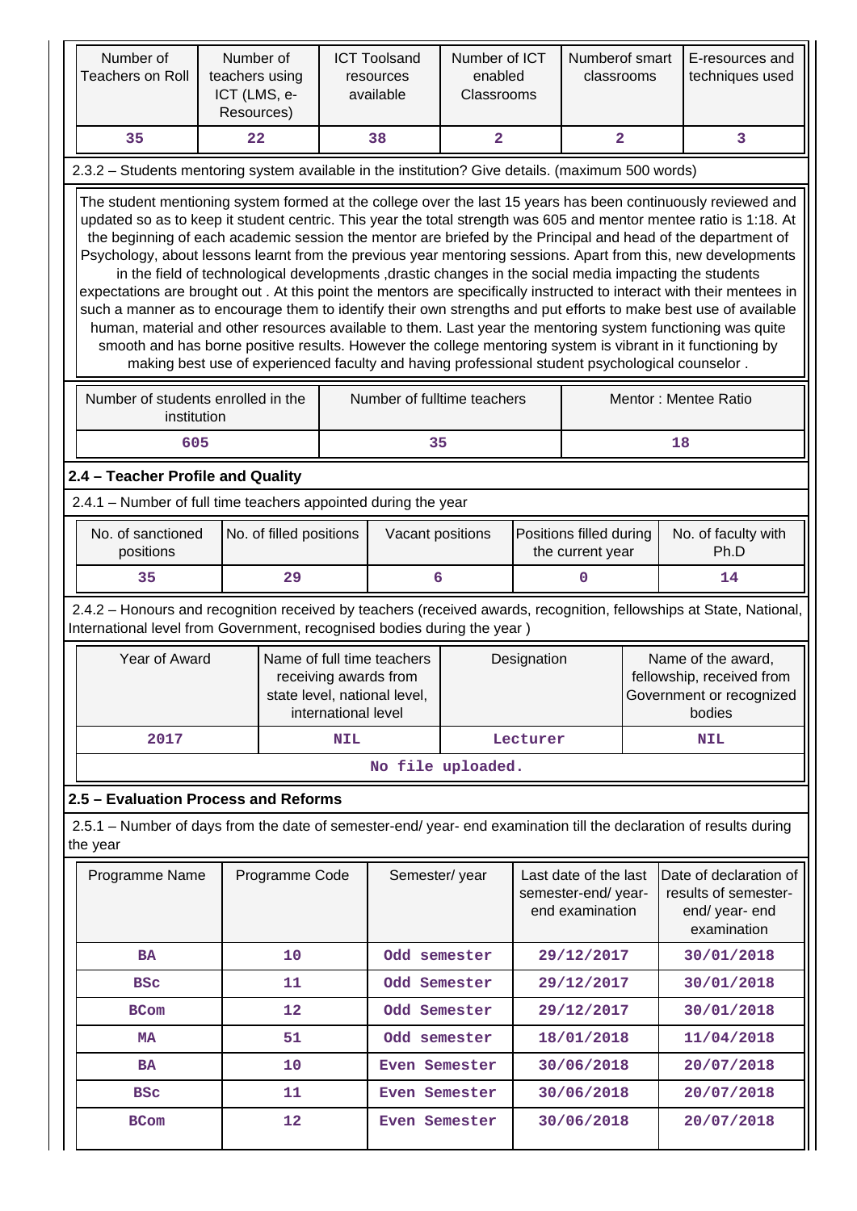| Number of Teachers on Roll | Number of teachers using ICT (LMS, e-Resources) | ICT Toolsand resources available | Number of ICT enabled Classrooms | Numberof smart classrooms | E-resources and techniques used |
|---|---|---|---|---|---|
| 35 | 22 | 38 | 2 | 2 | 3 |

2.3.2 – Students mentoring system available in the institution? Give details. (maximum 500 words)

The student mentioning system formed at the college over the last 15 years has been continuously reviewed and updated so as to keep it student centric. This year the total strength was 605 and mentor mentee ratio is 1:18. At the beginning of each academic session the mentor are briefed by the Principal and head of the department of Psychology, about lessons learnt from the previous year mentoring sessions. Apart from this, new developments in the field of technological developments ,drastic changes in the social media impacting the students expectations are brought out . At this point the mentors are specifically instructed to interact with their mentees in such a manner as to encourage them to identify their own strengths and put efforts to make best use of available human, material and other resources available to them. Last year the mentoring system functioning was quite smooth and has borne positive results. However the college mentoring system is vibrant in it functioning by making best use of experienced faculty and having professional student psychological counselor .

| Number of students enrolled in the institution | Number of fulltime teachers | Mentor : Mentee Ratio |
|---|---|---|
| 605 | 35 | 18 |

## 2.4 – Teacher Profile and Quality

2.4.1 – Number of full time teachers appointed during the year

| No. of sanctioned positions | No. of filled positions | Vacant positions | Positions filled during the current year | No. of faculty with Ph.D |
|---|---|---|---|---|
| 35 | 29 | 6 | 0 | 14 |

2.4.2 – Honours and recognition received by teachers (received awards, recognition, fellowships at State, National, International level from Government, recognised bodies during the year )

| Year of Award | Name of full time teachers receiving awards from state level, national level, international level | Designation | Name of the award, fellowship, received from Government or recognized bodies |
|---|---|---|---|
| 2017 | NIL | Lecturer | NIL |

No file uploaded.

## 2.5 – Evaluation Process and Reforms

2.5.1 – Number of days from the date of semester-end/ year- end examination till the declaration of results during the year

| Programme Name | Programme Code | Semester/ year | Last date of the last semester-end/ year-end examination | Date of declaration of results of semester-end/ year- end examination |
|---|---|---|---|---|
| BA | 10 | Odd semester | 29/12/2017 | 30/01/2018 |
| BSc | 11 | Odd Semester | 29/12/2017 | 30/01/2018 |
| BCom | 12 | Odd Semester | 29/12/2017 | 30/01/2018 |
| MA | 51 | Odd semester | 18/01/2018 | 11/04/2018 |
| BA | 10 | Even Semester | 30/06/2018 | 20/07/2018 |
| BSc | 11 | Even Semester | 30/06/2018 | 20/07/2018 |
| BCom | 12 | Even Semester | 30/06/2018 | 20/07/2018 |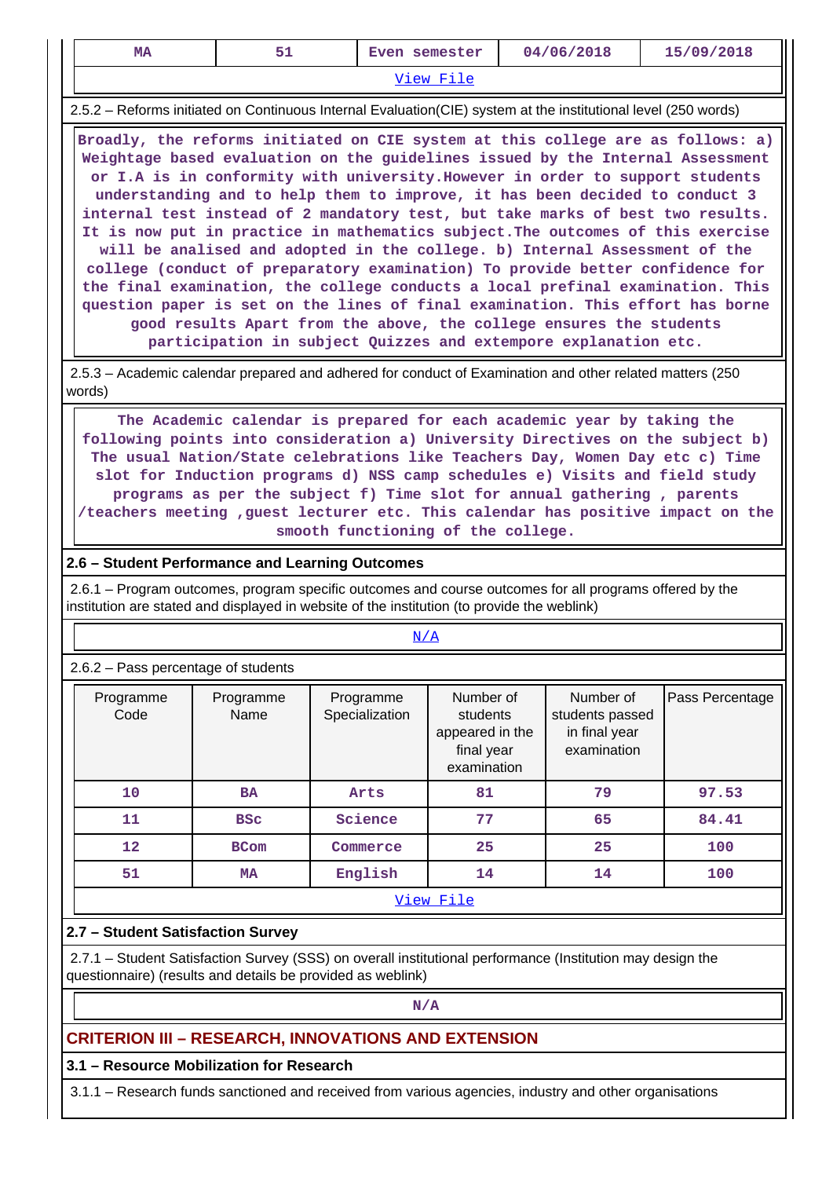| MA | 51 | Even semester | 04/06/2018 | 15/09/2018 |
|---|---|---|---|---|

View File

2.5.2 – Reforms initiated on Continuous Internal Evaluation(CIE) system at the institutional level (250 words)

Broadly, the reforms initiated on CIE system at this college are as follows: a) Weightage based evaluation on the guidelines issued by the Internal Assessment or I.A is in conformity with university.However in order to support students understanding and to help them to improve, it has been decided to conduct 3 internal test instead of 2 mandatory test, but take marks of best two results. It is now put in practice in mathematics subject.The outcomes of this exercise will be analised and adopted in the college. b) Internal Assessment of the college (conduct of preparatory examination) To provide better confidence for the final examination, the college conducts a local prefinal examination. This question paper is set on the lines of final examination. This effort has borne good results Apart from the above, the college ensures the students participation in subject Quizzes and extempore explanation etc.

2.5.3 – Academic calendar prepared and adhered for conduct of Examination and other related matters (250 words)

The Academic calendar is prepared for each academic year by taking the following points into consideration a) University Directives on the subject b) The usual Nation/State celebrations like Teachers Day, Women Day etc c) Time slot for Induction programs d) NSS camp schedules e) Visits and field study programs as per the subject f) Time slot for annual gathering , parents /teachers meeting ,guest lecturer etc. This calendar has positive impact on the smooth functioning of the college.

### 2.6 – Student Performance and Learning Outcomes

2.6.1 – Program outcomes, program specific outcomes and course outcomes for all programs offered by the institution are stated and displayed in website of the institution (to provide the weblink)

N/A

2.6.2 – Pass percentage of students

| Programme Code | Programme Name | Programme Specialization | Number of students appeared in the final year examination | Number of students passed in final year examination | Pass Percentage |
|---|---|---|---|---|---|
| 10 | BA | Arts | 81 | 79 | 97.53 |
| 11 | BSc | Science | 77 | 65 | 84.41 |
| 12 | BCom | Commerce | 25 | 25 | 100 |
| 51 | MA | English | 14 | 14 | 100 |

View File

### 2.7 – Student Satisfaction Survey

2.7.1 – Student Satisfaction Survey (SSS) on overall institutional performance (Institution may design the questionnaire) (results and details be provided as weblink)

N/A

## CRITERION III – RESEARCH, INNOVATIONS AND EXTENSION

### 3.1 – Resource Mobilization for Research

3.1.1 – Research funds sanctioned and received from various agencies, industry and other organisations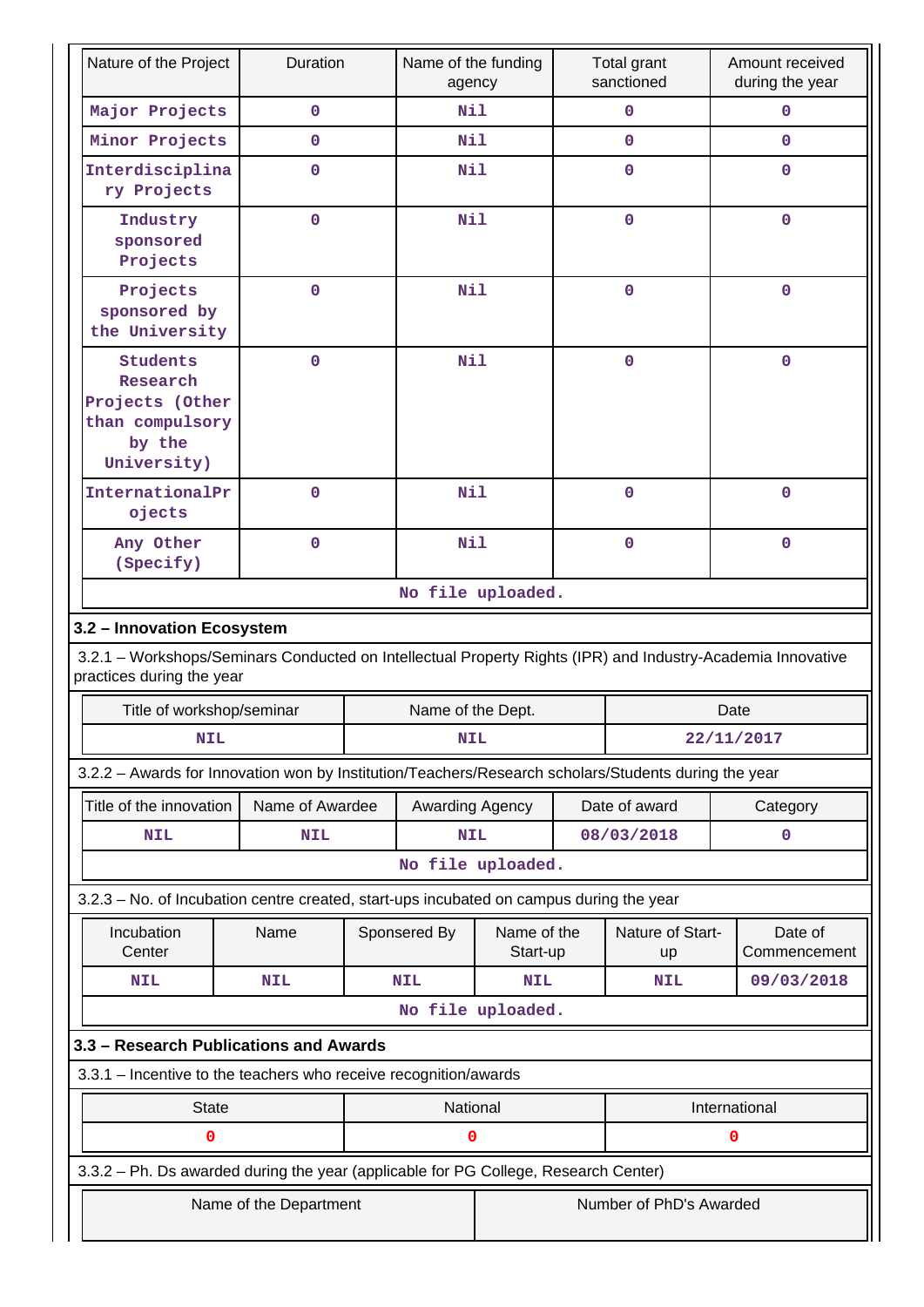| Nature of the Project | Duration | Name of the funding agency | Total grant sanctioned | Amount received during the year |
|---|---|---|---|---|
| Major Projects | 0 | Nil | 0 | 0 |
| Minor Projects | 0 | Nil | 0 | 0 |
| Interdisciplinary Projects | 0 | Nil | 0 | 0 |
| Industry sponsored Projects | 0 | Nil | 0 | 0 |
| Projects sponsored by the University | 0 | Nil | 0 | 0 |
| Students Research Projects (Other than compulsory by the University) | 0 | Nil | 0 | 0 |
| InternationalProjects | 0 | Nil | 0 | 0 |
| Any Other (Specify) | 0 | Nil | 0 | 0 |
| No file uploaded. | | | | |

### 3.2 – Innovation Ecosystem

3.2.1 – Workshops/Seminars Conducted on Intellectual Property Rights (IPR) and Industry-Academia Innovative practices during the year

| Title of workshop/seminar | Name of the Dept. | Date |
|---|---|---|
| NIL | NIL | 22/11/2017 |

3.2.2 – Awards for Innovation won by Institution/Teachers/Research scholars/Students during the year

| Title of the innovation | Name of Awardee | Awarding Agency | Date of award | Category |
|---|---|---|---|---|
| NIL | NIL | NIL | 08/03/2018 | 0 |
| No file uploaded. | | | | |

3.2.3 – No. of Incubation centre created, start-ups incubated on campus during the year

| Incubation Center | Name | Sponsered By | Name of the Start-up | Nature of Start-up | Date of Commencement |
|---|---|---|---|---|---|
| NIL | NIL | NIL | NIL | NIL | 09/03/2018 |
| No file uploaded. | | | | | |

### 3.3 – Research Publications and Awards

3.3.1 – Incentive to the teachers who receive recognition/awards

| State | National | International |
|---|---|---|
| 0 | 0 | 0 |

3.3.2 – Ph. Ds awarded during the year (applicable for PG College, Research Center)

| Name of the Department | Number of PhD's Awarded |
|---|---|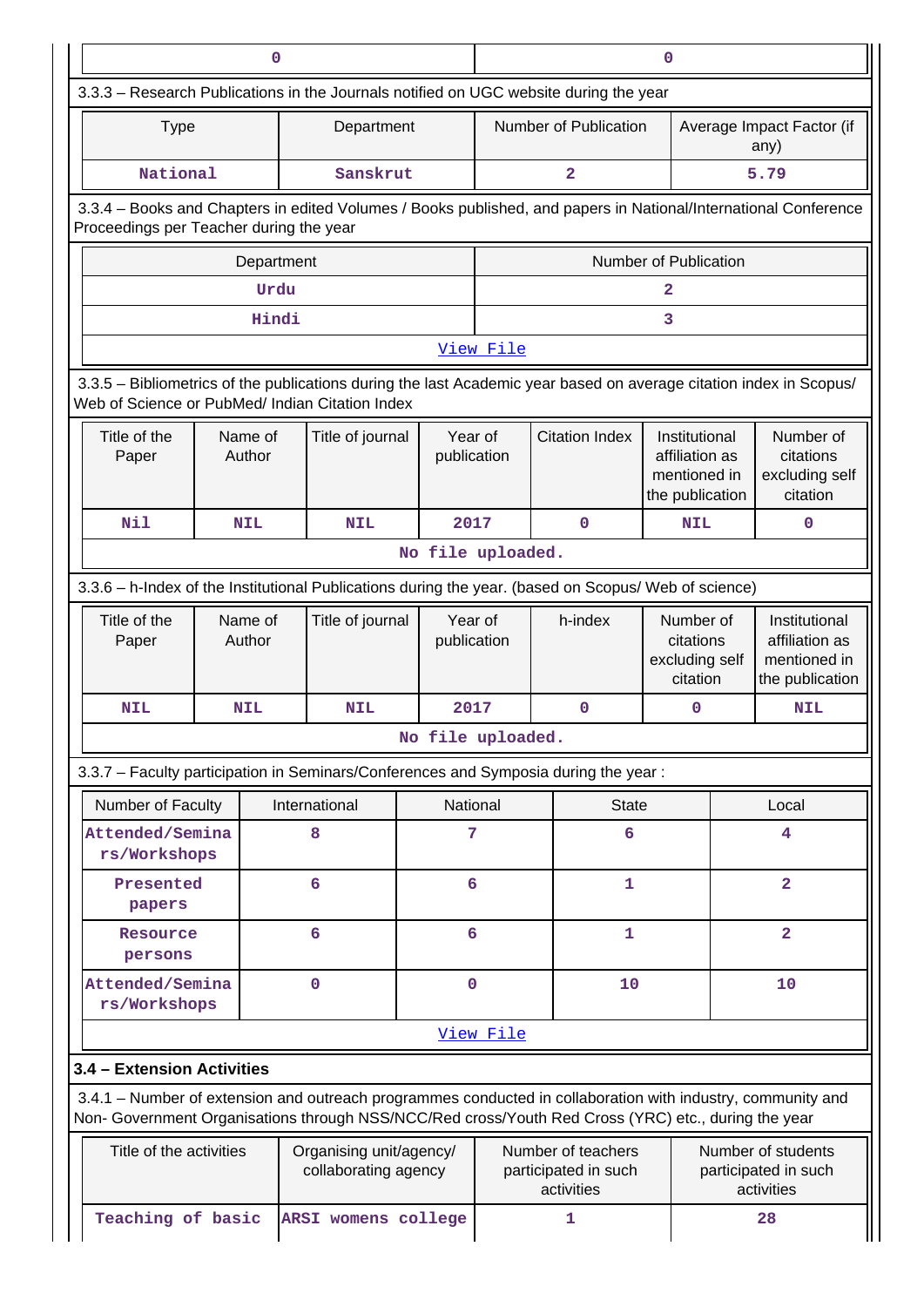| 0 | 0 |
|---|---|

3.3.3 – Research Publications in the Journals notified on UGC website during the year

| Type | Department | Number of Publication | Average Impact Factor (if any) |
|---|---|---|---|
| National | Sanskrut | 2 | 5.79 |

3.3.4 – Books and Chapters in edited Volumes / Books published, and papers in National/International Conference Proceedings per Teacher during the year

| Department | Number of Publication |
|---|---|
| Urdu | 2 |
| Hindi | 3 |
| View File | |

3.3.5 – Bibliometrics of the publications during the last Academic year based on average citation index in Scopus/ Web of Science or PubMed/ Indian Citation Index

| Title of the Paper | Name of Author | Title of journal | Year of publication | Citation Index | Institutional affiliation as mentioned in the publication | Number of citations excluding self citation |
|---|---|---|---|---|---|---|
| Nil | NIL | NIL | 2017 | 0 | NIL | 0 |
| No file uploaded. | | | | | | |

3.3.6 – h-Index of the Institutional Publications during the year. (based on Scopus/ Web of science)

| Title of the Paper | Name of Author | Title of journal | Year of publication | h-index | Number of citations excluding self citation | Institutional affiliation as mentioned in the publication |
|---|---|---|---|---|---|---|
| NIL | NIL | NIL | 2017 | 0 | 0 | NIL |
| No file uploaded. | | | | | | |

3.3.7 – Faculty participation in Seminars/Conferences and Symposia during the year :

| Number of Faculty | International | National | State | Local |
|---|---|---|---|---|
| Attended/Seminars/Workshops | 8 | 7 | 6 | 4 |
| Presented papers | 6 | 6 | 1 | 2 |
| Resource persons | 6 | 6 | 1 | 2 |
| Attended/Seminars/Workshops | 0 | 0 | 10 | 10 |
| View File | | | | |

## 3.4 – Extension Activities

3.4.1 – Number of extension and outreach programmes conducted in collaboration with industry, community and Non- Government Organisations through NSS/NCC/Red cross/Youth Red Cross (YRC) etc., during the year

| Title of the activities | Organising unit/agency/ collaborating agency | Number of teachers participated in such activities | Number of students participated in such activities |
|---|---|---|---|
| Teaching of basic | ARSI womens college | 1 | 28 |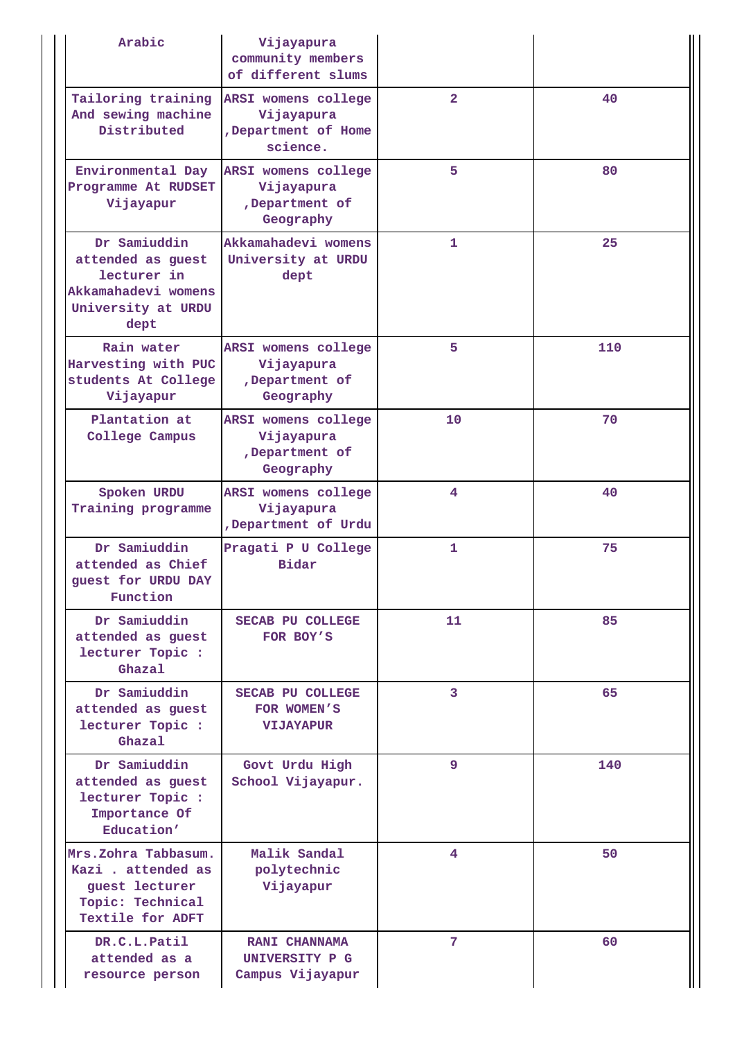| | | | |
|---|---|---|---|
| Arabic | Vijayapura community members of different slums | | |
| Tailoring training And sewing machine Distributed | ARSI womens college Vijayapura ,Department of Home science. | 2 | 40 |
| Environmental Day Programme At RUDSET Vijayapur | ARSI womens college Vijayapura ,Department of Geography | 5 | 80 |
| Dr Samiuddin attended as guest lecturer in Akkamahadevi womens University at URDU dept | Akkamahadevi womens University at URDU dept | 1 | 25 |
| Rain water Harvesting with PUC students At College Vijayapur | ARSI womens college Vijayapura ,Department of Geography | 5 | 110 |
| Plantation at College Campus | ARSI womens college Vijayapura ,Department of Geography | 10 | 70 |
| Spoken URDU Training programme | ARSI womens college Vijayapura ,Department of Urdu | 4 | 40 |
| Dr Samiuddin attended as Chief guest for URDU DAY Function | Pragati P U College Bidar | 1 | 75 |
| Dr Samiuddin attended as guest lecturer Topic : Ghazal | SECAB PU COLLEGE FOR BOY'S | 11 | 85 |
| Dr Samiuddin attended as guest lecturer Topic : Ghazal | SECAB PU COLLEGE FOR WOMEN'S VIJAYAPUR | 3 | 65 |
| Dr Samiuddin attended as guest lecturer Topic : Importance Of Education' | Govt Urdu High School Vijayapur. | 9 | 140 |
| Mrs.Zohra Tabbasum. Kazi . attended as guest lecturer Topic: Technical Textile for ADFT | Malik Sandal polytechnic Vijayapur | 4 | 50 |
| DR.C.L.Patil attended as a resource person | RANI CHANNAMA UNIVERSITY P G Campus Vijayapur | 7 | 60 |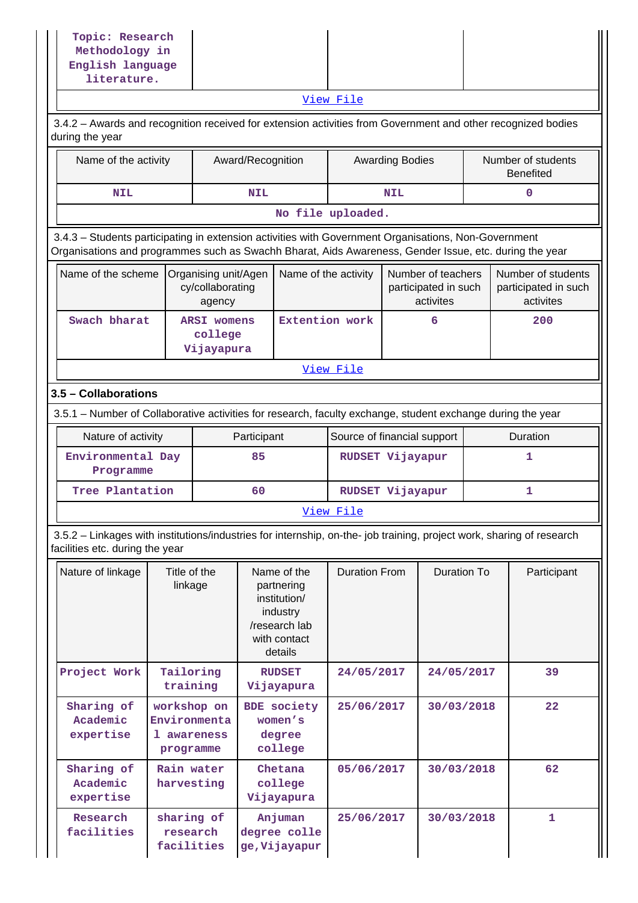| Topic: Research Methodology in English language literature. | | | |
|---|---|---|---|

View File

3.4.2 – Awards and recognition received for extension activities from Government and other recognized bodies during the year

| Name of the activity | Award/Recognition | Awarding Bodies | Number of students Benefited |
|---|---|---|---|
| NIL | NIL | NIL | 0 |

No file uploaded.

3.4.3 – Students participating in extension activities with Government Organisations, Non-Government Organisations and programmes such as Swachh Bharat, Aids Awareness, Gender Issue, etc. during the year

| Name of the scheme | Organising unit/Agency/collaborating agency | Name of the activity | Number of teachers participated in such activites | Number of students participated in such activites |
|---|---|---|---|---|
| Swach bharat | ARSI womens college Vijayapura | Extention work | 6 | 200 |

View File

**3.5 – Collaborations**

3.5.1 – Number of Collaborative activities for research, faculty exchange, student exchange during the year

| Nature of activity | Participant | Source of financial support | Duration |
|---|---|---|---|
| Environmental Day Programme | 85 | RUDSET Vijayapur | 1 |
| Tree Plantation | 60 | RUDSET Vijayapur | 1 |

View File

3.5.2 – Linkages with institutions/industries for internship, on-the- job training, project work, sharing of research facilities etc. during the year

| Nature of linkage | Title of the linkage | Name of the partnering institution/ industry /research lab with contact details | Duration From | Duration To | Participant |
|---|---|---|---|---|---|
| Project Work | Tailoring training | RUDSET Vijayapura | 24/05/2017 | 24/05/2017 | 39 |
| Sharing of Academic expertise | workshop on Environmental awareness programme | BDE society women's degree college | 25/06/2017 | 30/03/2018 | 22 |
| Sharing of Academic expertise | Rain water harvesting | Chetana college Vijayapura | 05/06/2017 | 30/03/2018 | 62 |
| Research facilities | sharing of research facilities | Anjuman degree college, Vijayapur | 25/06/2017 | 30/03/2018 | 1 |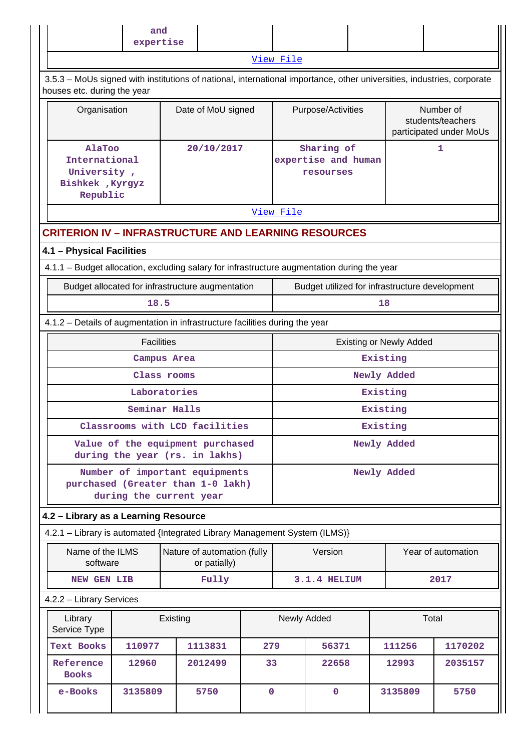| | and expertise | | | | |
|---|---|---|---|---|---|

View File

3.5.3 – MoUs signed with institutions of national, international importance, other universities, industries, corporate houses etc. during the year

| Organisation | Date of MoU signed | Purpose/Activities | Number of students/teachers participated under MoUs |
|---|---|---|---|
| AlaToo International University , Bishkek ,Kyrgyz Republic | 20/10/2017 | Sharing of expertise and human resourses | 1 |

View File

## CRITERION IV – INFRASTRUCTURE AND LEARNING RESOURCES

### 4.1 – Physical Facilities

4.1.1 – Budget allocation, excluding salary for infrastructure augmentation during the year

| Budget allocated for infrastructure augmentation | Budget utilized for infrastructure development |
|---|---|
| 18.5 | 18 |

4.1.2 – Details of augmentation in infrastructure facilities during the year

| Facilities | Existing or Newly Added |
|---|---|
| Campus Area | Existing |
| Class rooms | Newly Added |
| Laboratories | Existing |
| Seminar Halls | Existing |
| Classrooms with LCD facilities | Existing |
| Value of the equipment purchased during the year (rs. in lakhs) | Newly Added |
| Number of important equipments purchased (Greater than 1-0 lakh) during the current year | Newly Added |

### 4.2 – Library as a Learning Resource

4.2.1 – Library is automated {Integrated Library Management System (ILMS)}

| Name of the ILMS software | Nature of automation (fully or patially) | Version | Year of automation |
|---|---|---|---|
| NEW GEN LIB | Fully | 3.1.4 HELIUM | 2017 |

4.2.2 – Library Services

| Library Service Type | Existing | | Newly Added | | Total | |
|---|---|---|---|---|---|---|
| Text Books | 110977 | 1113831 | 279 | 56371 | 111256 | 1170202 |
| Reference Books | 12960 | 2012499 | 33 | 22658 | 12993 | 2035157 |
| e-Books | 3135809 | 5750 | 0 | 0 | 3135809 | 5750 |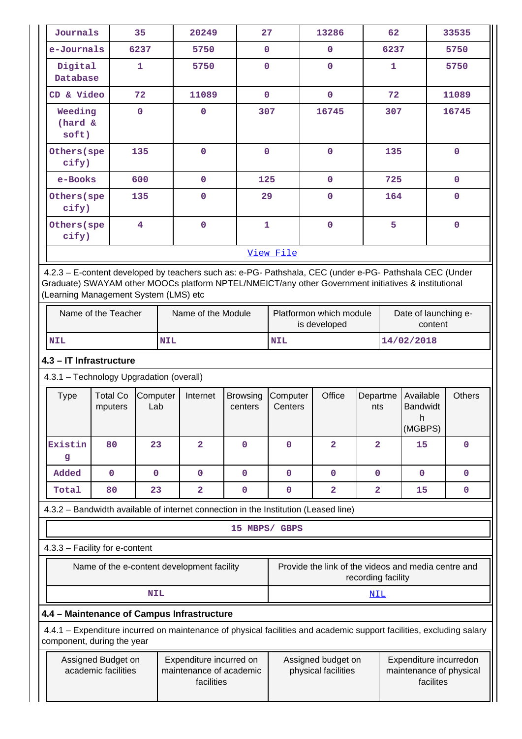| Journals | 35 | 20249 | 27 | 13286 | 62 | 33535 |
|---|---|---|---|---|---|---|
| e-Journals | 6237 | 5750 | 0 | 0 | 6237 | 5750 |
| Digital Database | 1 | 5750 | 0 | 0 | 1 | 5750 |
| CD & Video | 72 | 11089 | 0 | 0 | 72 | 11089 |
| Weeding (hard & soft) | 0 | 0 | 307 | 16745 | 307 | 16745 |
| Others(specify) | 135 | 0 | 0 | 0 | 135 | 0 |
| e-Books | 600 | 0 | 125 | 0 | 725 | 0 |
| Others(specify) | 135 | 0 | 29 | 0 | 164 | 0 |
| Others(specify) | 4 | 0 | 1 | 0 | 5 | 0 |

[View File]

4.2.3 – E-content developed by teachers such as: e-PG- Pathshala, CEC (under e-PG- Pathshala CEC (Under Graduate) SWAYAM other MOOCs platform NPTEL/NMEICT/any other Government initiatives & institutional (Learning Management System (LMS) etc

| Name of the Teacher | Name of the Module | Platformon which module is developed | Date of launching e-content |
|---|---|---|---|
| NIL | NIL | NIL | 14/02/2018 |

**4.3 – IT Infrastructure**

4.3.1 – Technology Upgradation (overall)

| Type | Total Computers | Computer Lab | Internet | Browsing centers | Computer Centers | Office | Departments | Available Bandwidth (MGBPS) | Others |
|---|---|---|---|---|---|---|---|---|---|
| Existing | 80 | 23 | 2 | 0 | 0 | 2 | 2 | 15 | 0 |
| Added | 0 | 0 | 0 | 0 | 0 | 0 | 0 | 0 | 0 |
| Total | 80 | 23 | 2 | 0 | 0 | 2 | 2 | 15 | 0 |

4.3.2 – Bandwidth available of internet connection in the Institution (Leased line)

15 MBPS/ GBPS

4.3.3 – Facility for e-content

| Name of the e-content development facility | Provide the link of the videos and media centre and recording facility |
|---|---|
| NIL | NIL |

**4.4 – Maintenance of Campus Infrastructure**

4.4.1 – Expenditure incurred on maintenance of physical facilities and academic support facilities, excluding salary component, during the year

| Assigned Budget on academic facilities | Expenditure incurred on maintenance of academic facilities | Assigned budget on physical facilities | Expenditure incurredon maintenance of physical facilites |
|---|---|---|---|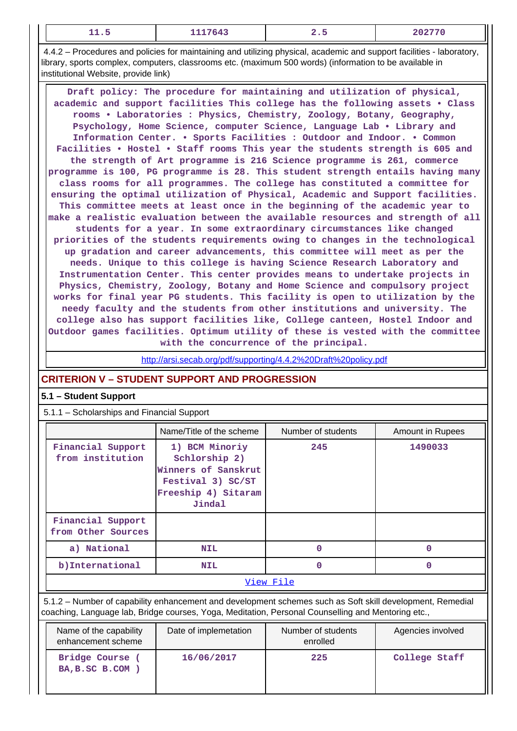| 11.5 | 1117643 | 2.5 | 202770 |
|---|---|---|---|

4.4.2 – Procedures and policies for maintaining and utilizing physical, academic and support facilities - laboratory, library, sports complex, computers, classrooms etc. (maximum 500 words) (information to be available in institutional Website, provide link)

Draft policy: The procedure for maintaining and utilization of physical, academic and support facilities This college has the following assets • Class rooms • Laboratories : Physics, Chemistry, Zoology, Botany, Geography, Psychology, Home Science, computer Science, Language Lab • Library and Information Center. • Sports Facilities : Outdoor and Indoor. • Common Facilities • Hostel • Staff rooms This year the students strength is 605 and the strength of Art programme is 216 Science programme is 261, commerce programme is 100, PG programme is 28. This student strength entails having many class rooms for all programmes. The college has constituted a committee for ensuring the optimal utilization of Physical, Academic and Support facilities. This committee meets at least once in the beginning of the academic year to make a realistic evaluation between the available resources and strength of all students for a year. In some extraordinary circumstances like changed priorities of the students requirements owing to changes in the technological up gradation and career advancements, this committee will meet as per the needs. Unique to this college is having Science Research Laboratory and Instrumentation Center. This center provides means to undertake projects in Physics, Chemistry, Zoology, Botany and Home Science and compulsory project works for final year PG students. This facility is open to utilization by the needy faculty and the students from other institutions and university. The college also has support facilities like, College canteen, Hostel Indoor and Outdoor games facilities. Optimum utility of these is vested with the committee with the concurrence of the principal.

http://arsi.secab.org/pdf/supporting/4.4.2%20Draft%20policy.pdf

## CRITERION V – STUDENT SUPPORT AND PROGRESSION

### 5.1 – Student Support

5.1.1 – Scholarships and Financial Support

| | Name/Title of the scheme | Number of students | Amount in Rupees |
|---|---|---|---|
| Financial Support from institution | 1) BCM Minoriy Schlorship 2) Winners of Sanskrut Festival 3) SC/ST Freeship 4) Sitaram Jindal | 245 | 1490033 |
| Financial Support from Other Sources | | | |
| a) National | NIL | 0 | 0 |
| b)International | NIL | 0 | 0 |

View File

5.1.2 – Number of capability enhancement and development schemes such as Soft skill development, Remedial coaching, Language lab, Bridge courses, Yoga, Meditation, Personal Counselling and Mentoring etc.,

| Name of the capability enhancement scheme | Date of implemetation | Number of students enrolled | Agencies involved |
|---|---|---|---|
| Bridge Course ( BA,B.SC B.COM ) | 16/06/2017 | 225 | College Staff |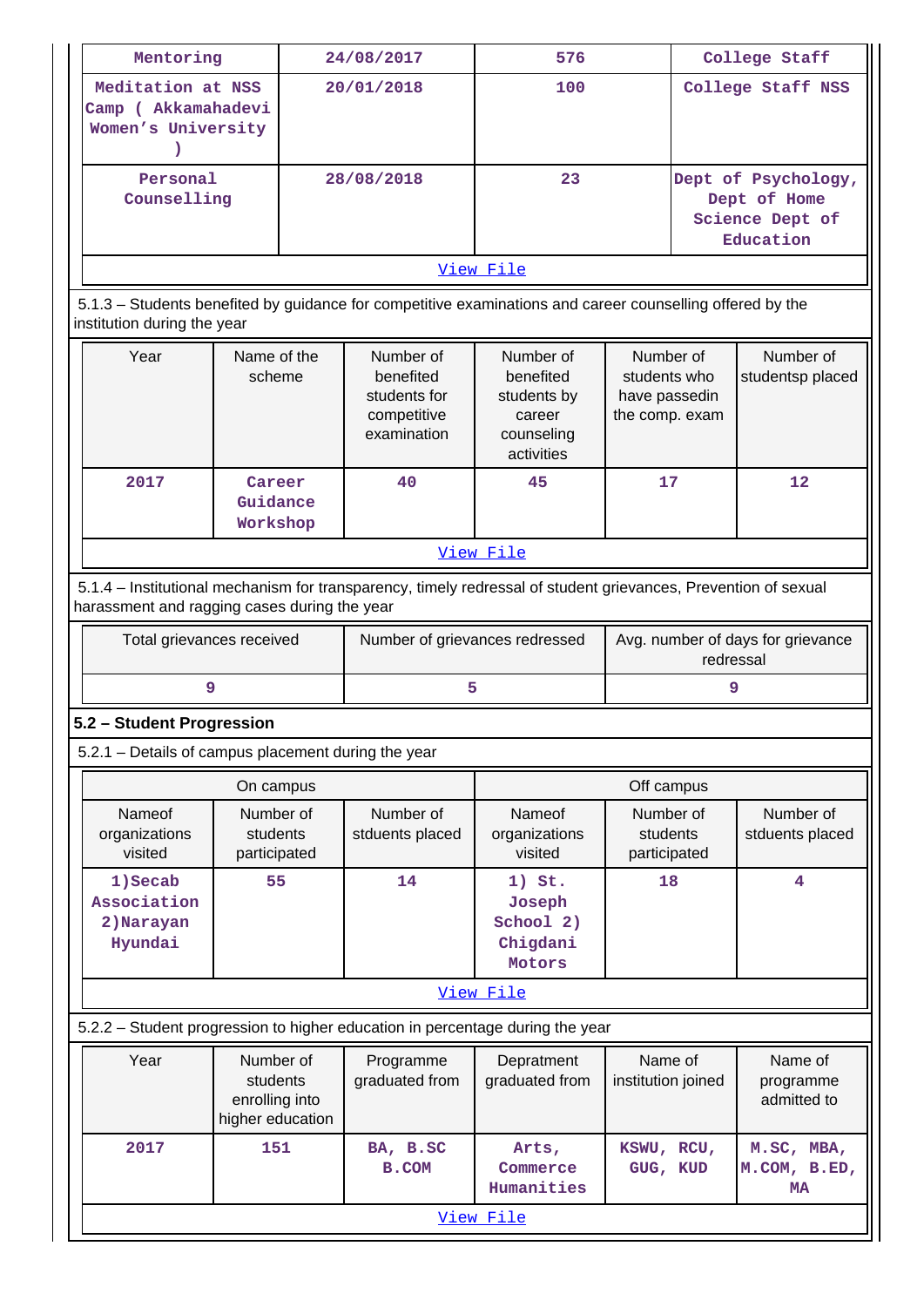| Mentoring | 24/08/2017 | 576 | College Staff |
|---|---|---|---|
| Meditation at NSS Camp ( Akkamahadevi Women's University ) | 20/01/2018 | 100 | College Staff NSS |
| Personal Counselling | 28/08/2018 | 23 | Dept of Psychology, Dept of Home Science Dept of Education |
| View File | | | |

5.1.3 – Students benefited by guidance for competitive examinations and career counselling offered by the institution during the year

| Year | Name of the scheme | Number of benefited students for competitive examination | Number of benefited students by career counseling activities | Number of students who have passedin the comp. exam | Number of studentsp placed |
|---|---|---|---|---|---|
| 2017 | Career Guidance Workshop | 40 | 45 | 17 | 12 |
| View File | | | | | |

5.1.4 – Institutional mechanism for transparency, timely redressal of student grievances, Prevention of sexual harassment and ragging cases during the year

| Total grievances received | Number of grievances redressed | Avg. number of days for grievance redressal |
|---|---|---|
| 9 | 5 | 9 |

## 5.2 – Student Progression

5.2.1 – Details of campus placement during the year

| On campus | | | Off campus | | |
|---|---|---|---|---|---|
| Nameof organizations visited | Number of students participated | Number of stduents placed | Nameof organizations visited | Number of students participated | Number of stduents placed |
| 1)Secab Association 2)Narayan Hyundai | 55 | 14 | 1) St. Joseph School 2) Chigdani Motors | 18 | 4 |
| View File | | | | | |

5.2.2 – Student progression to higher education in percentage during the year

| Year | Number of students enrolling into higher education | Programme graduated from | Depratment graduated from | Name of institution joined | Name of programme admitted to |
|---|---|---|---|---|---|
| 2017 | 151 | BA, B.SC B.COM | Arts, Commerce Humanities | KSWU, RCU, GUG, KUD | M.SC, MBA, M.COM, B.ED, MA |
| View File | | | | | |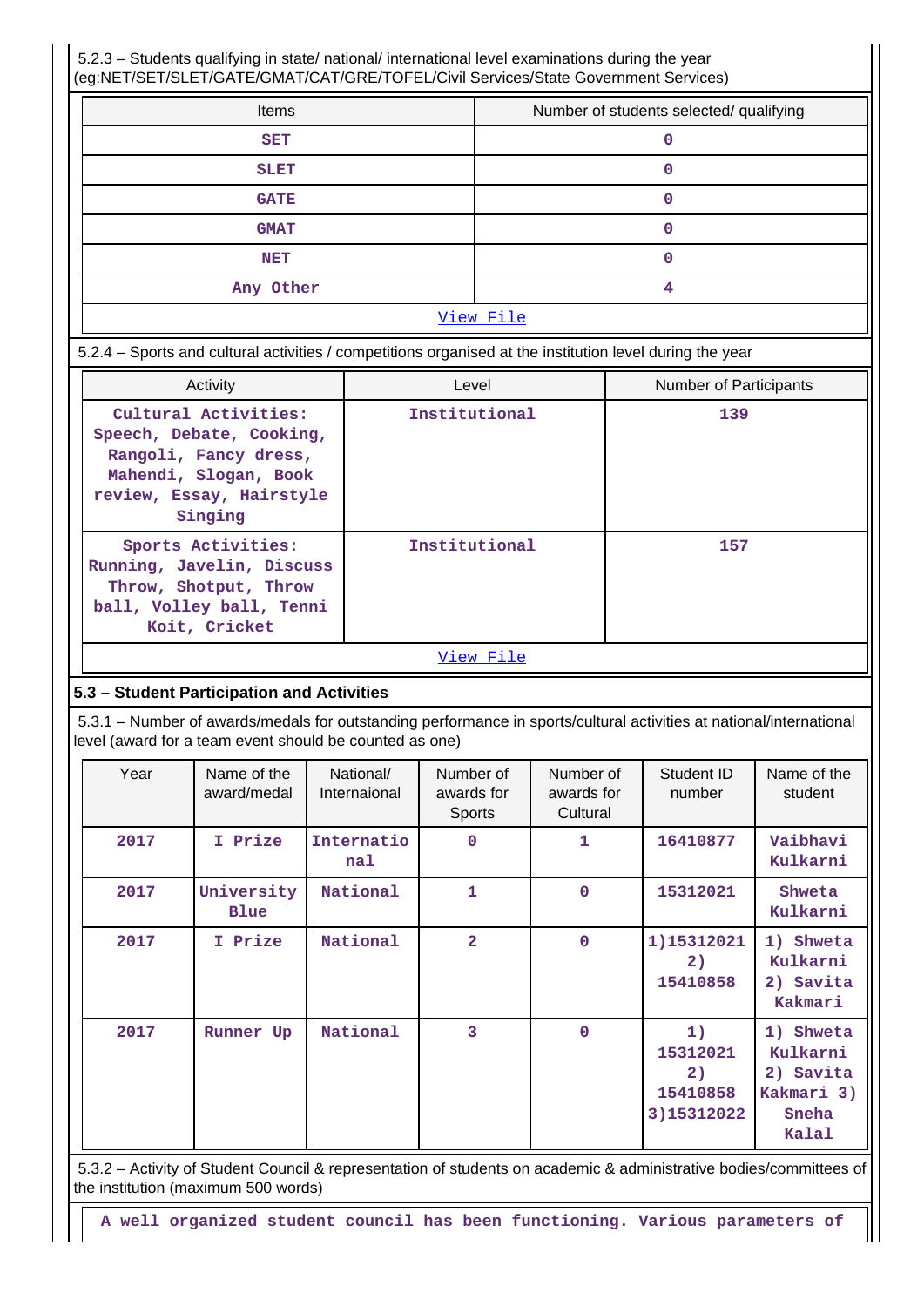5.2.3 – Students qualifying in state/ national/ international level examinations during the year (eg:NET/SET/SLET/GATE/GMAT/CAT/GRE/TOFEL/Civil Services/State Government Services)

| Items | Number of students selected/ qualifying |
|---|---|
| SET | 0 |
| SLET | 0 |
| GATE | 0 |
| GMAT | 0 |
| NET | 0 |
| Any Other | 4 |

View File

5.2.4 – Sports and cultural activities / competitions organised at the institution level during the year

| Activity | Level | Number of Participants |
|---|---|---|
| Cultural Activities: Speech, Debate, Cooking, Rangoli, Fancy dress, Mahendi, Slogan, Book review, Essay, Hairstyle Singing | Institutional | 139 |
| Sports Activities: Running, Javelin, Discuss Throw, Shotput, Throw ball, Volley ball, Tenni Koit, Cricket | Institutional | 157 |

View File

### 5.3 – Student Participation and Activities

5.3.1 – Number of awards/medals for outstanding performance in sports/cultural activities at national/international level (award for a team event should be counted as one)

| Year | Name of the award/medal | National/ Internaional | Number of awards for Sports | Number of awards for Cultural | Student ID number | Name of the student |
|---|---|---|---|---|---|---|
| 2017 | I Prize | International | 0 | 1 | 16410877 | Vaibhavi Kulkarni |
| 2017 | University Blue | National | 1 | 0 | 15312021 | Shweta Kulkarni |
| 2017 | I Prize | National | 2 | 0 | 1)15312021 2) 15410858 | 1) Shweta Kulkarni 2) Savita Kakmari |
| 2017 | Runner Up | National | 3 | 0 | 1) 15312021 2) 15410858 3)15312022 | 1) Shweta Kulkarni 2) Savita Kakmari 3) Sneha Kalal |

5.3.2 – Activity of Student Council & representation of students on academic & administrative bodies/committees of the institution (maximum 500 words)

A well organized student council has been functioning. Various parameters of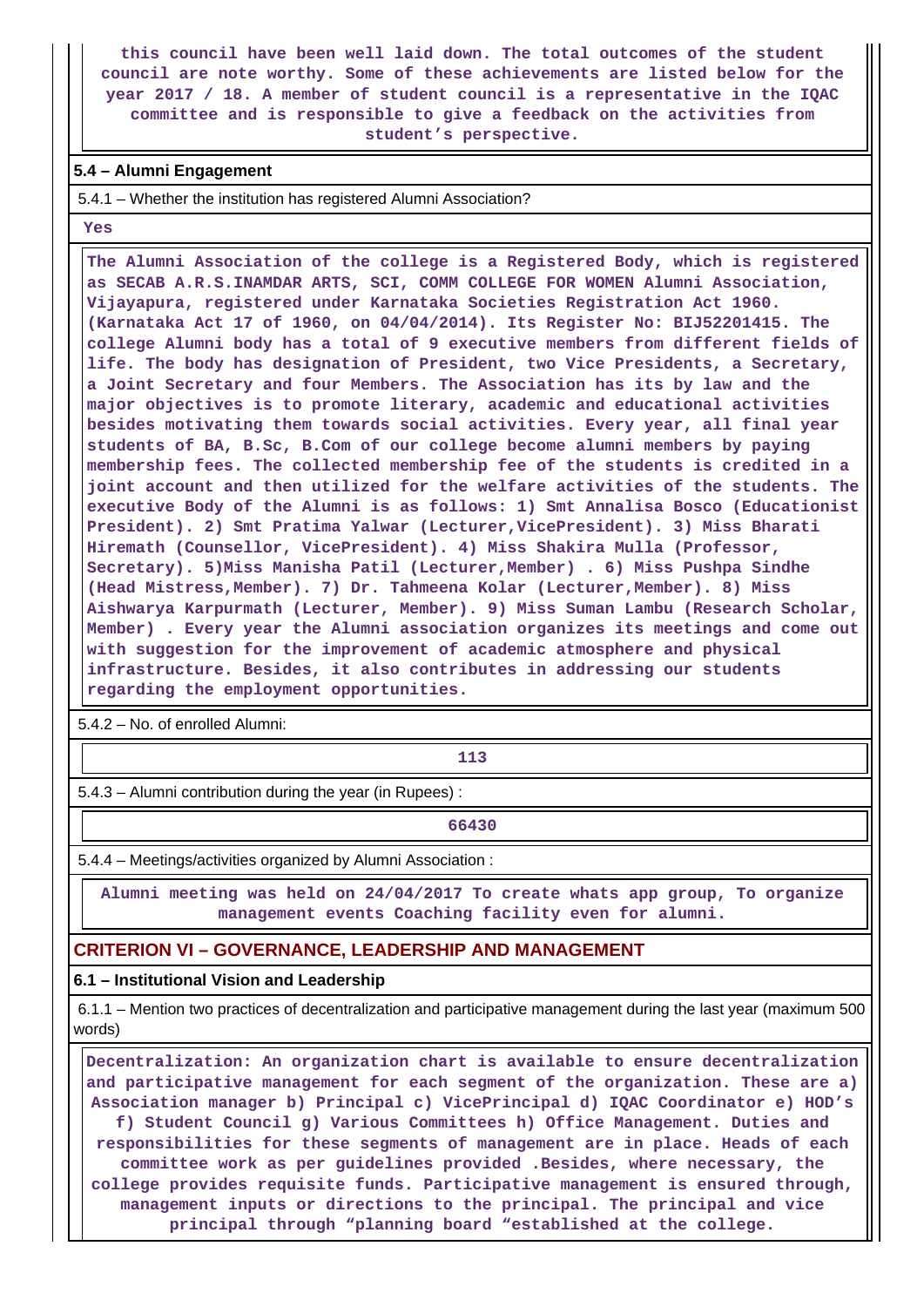this council have been well laid down. The total outcomes of the student council are note worthy. Some of these achievements are listed below for the year 2017 / 18. A member of student council is a representative in the IQAC committee and is responsible to give a feedback on the activities from student's perspective.

**5.4 – Alumni Engagement**

5.4.1 – Whether the institution has registered Alumni Association?

Yes

The Alumni Association of the college is a Registered Body, which is registered as SECAB A.R.S.INAMDAR ARTS, SCI, COMM COLLEGE FOR WOMEN Alumni Association, Vijayapura, registered under Karnataka Societies Registration Act 1960. (Karnataka Act 17 of 1960, on 04/04/2014). Its Register No: BIJ52201415. The college Alumni body has a total of 9 executive members from different fields of life. The body has designation of President, two Vice Presidents, a Secretary, a Joint Secretary and four Members. The Association has its by law and the major objectives is to promote literary, academic and educational activities besides motivating them towards social activities. Every year, all final year students of BA, B.Sc, B.Com of our college become alumni members by paying membership fees. The collected membership fee of the students is credited in a joint account and then utilized for the welfare activities of the students. The executive Body of the Alumni is as follows: 1) Smt Annalisa Bosco (Educationist President). 2) Smt Pratima Yalwar (Lecturer,VicePresident). 3) Miss Bharati Hiremath (Counsellor, VicePresident). 4) Miss Shakira Mulla (Professor, Secretary). 5)Miss Manisha Patil (Lecturer,Member) . 6) Miss Pushpa Sindhe (Head Mistress,Member). 7) Dr. Tahmeena Kolar (Lecturer,Member). 8) Miss Aishwarya Karpurmath (Lecturer, Member). 9) Miss Suman Lambu (Research Scholar, Member) . Every year the Alumni association organizes its meetings and come out with suggestion for the improvement of academic atmosphere and physical infrastructure. Besides, it also contributes in addressing our students regarding the employment opportunities.

5.4.2 – No. of enrolled Alumni:

113

5.4.3 – Alumni contribution during the year (in Rupees) :

66430

5.4.4 – Meetings/activities organized by Alumni Association :

Alumni meeting was held on 24/04/2017 To create whats app group, To organize management events Coaching facility even for alumni.

## CRITERION VI – GOVERNANCE, LEADERSHIP AND MANAGEMENT

**6.1 – Institutional Vision and Leadership**

6.1.1 – Mention two practices of decentralization and participative management during the last year (maximum 500 words)

Decentralization: An organization chart is available to ensure decentralization and participative management for each segment of the organization. These are a) Association manager b) Principal c) VicePrincipal d) IQAC Coordinator e) HOD's f) Student Council g) Various Committees h) Office Management. Duties and responsibilities for these segments of management are in place. Heads of each committee work as per guidelines provided .Besides, where necessary, the college provides requisite funds. Participative management is ensured through, management inputs or directions to the principal. The principal and vice principal through "planning board "established at the college.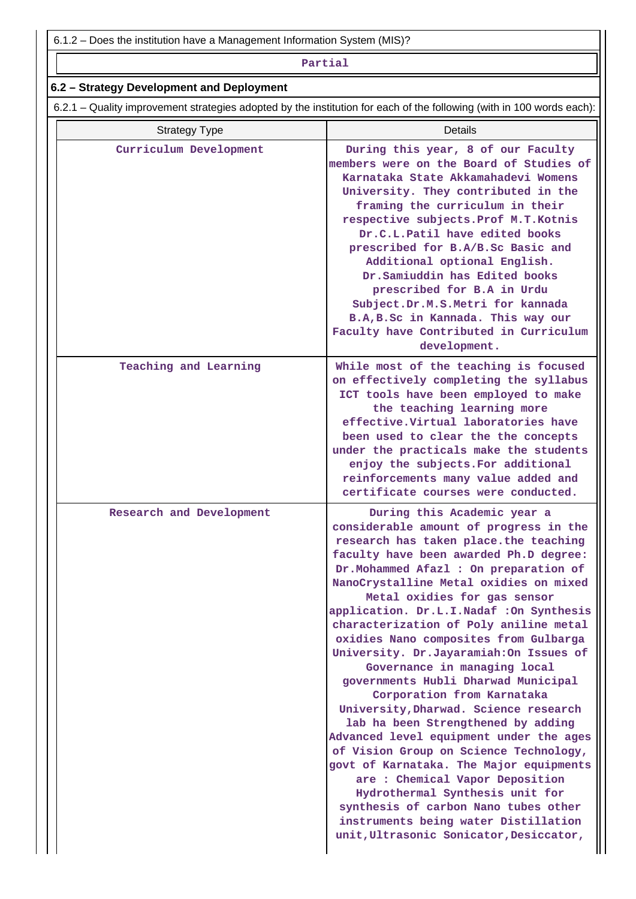6.1.2 – Does the institution have a Management Information System (MIS)?

Partial

### 6.2 – Strategy Development and Deployment

6.2.1 – Quality improvement strategies adopted by the institution for each of the following (with in 100 words each):

| Strategy Type | Details |
|---|---|
| Curriculum Development | During this year, 8 of our Faculty members were on the Board of Studies of Karnataka State Akkamahadevi Womens University. They contributed in the framing the curriculum in their respective subjects.Prof M.T.Kotnis Dr.C.L.Patil have edited books prescribed for B.A/B.Sc Basic and Additional optional English. Dr.Samiuddin has Edited books prescribed for B.A in Urdu Subject.Dr.M.S.Metri for kannada B.A,B.Sc in Kannada. This way our Faculty have Contributed in Curriculum development. |
| Teaching and Learning | While most of the teaching is focused on effectively completing the syllabus ICT tools have been employed to make the teaching learning more effective.Virtual laboratories have been used to clear the the concepts under the practicals make the students enjoy the subjects.For additional reinforcements many value added and certificate courses were conducted. |
| Research and Development | During this Academic year a considerable amount of progress in the research has taken place.the teaching faculty have been awarded Ph.D degree: Dr.Mohammed Afazl : On preparation of NanoCrystalline Metal oxidies on mixed Metal oxidies for gas sensor application. Dr.L.I.Nadaf :On Synthesis characterization of Poly aniline metal oxidies Nano composites from Gulbarga University. Dr.Jayaramiah:On Issues of Governance in managing local governments Hubli Dharwad Municipal Corporation from Karnataka University,Dharwad. Science research lab ha been Strengthened by adding Advanced level equipment under the ages of Vision Group on Science Technology, govt of Karnataka. The Major equipments are : Chemical Vapor Deposition Hydrothermal Synthesis unit for synthesis of carbon Nano tubes other instruments being water Distillation unit,Ultrasonic Sonicator,Desiccator, |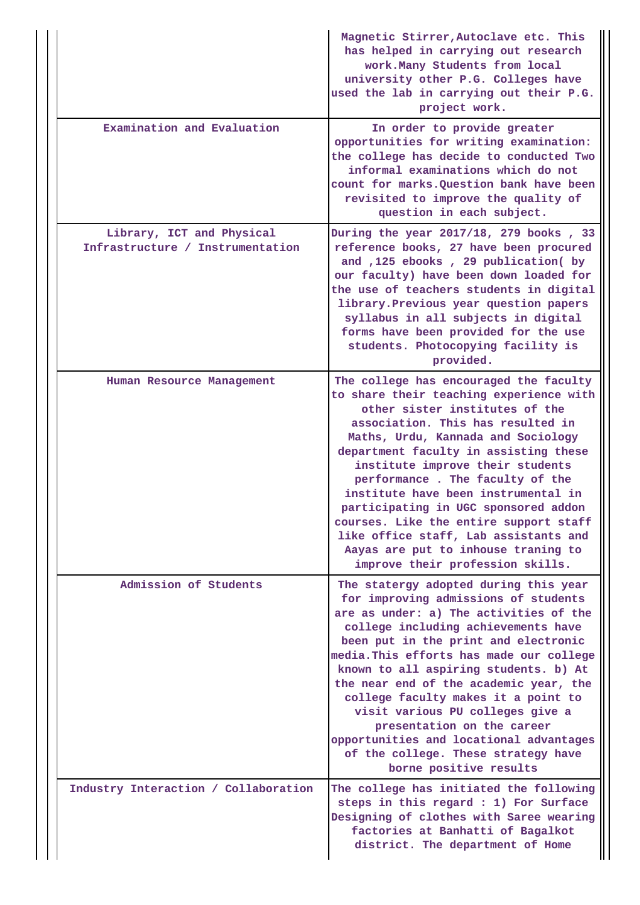| | |
|---|---|
| | Magnetic Stirrer,Autoclave etc. This has helped in carrying out research work.Many Students from local university other P.G. Colleges have used the lab in carrying out their P.G. project work. |
| Examination and Evaluation | In order to provide greater opportunities for writing examination: the college has decide to conducted Two informal examinations which do not count for marks.Question bank have been revisited to improve the quality of question in each subject. |
| Library, ICT and Physical Infrastructure / Instrumentation | During the year 2017/18, 279 books , 33 reference books, 27 have been procured and ,125 ebooks , 29 publication( by our faculty) have been down loaded for the use of teachers students in digital library.Previous year question papers syllabus in all subjects in digital forms have been provided for the use students. Photocopying facility is provided. |
| Human Resource Management | The college has encouraged the faculty to share their teaching experience with other sister institutes of the association. This has resulted in Maths, Urdu, Kannada and Sociology department faculty in assisting these institute improve their students performance . The faculty of the institute have been instrumental in participating in UGC sponsored addon courses. Like the entire support staff like office staff, Lab assistants and Aayas are put to inhouse traning to improve their profession skills. |
| Admission of Students | The statergy adopted during this year for improving admissions of students are as under: a) The activities of the college including achievements have been put in the print and electronic media.This efforts has made our college known to all aspiring students. b) At the near end of the academic year, the college faculty makes it a point to visit various PU colleges give a presentation on the career opportinities and locational advantages of the college. These strategy have borne positive results |
| Industry Interaction / Collaboration | The college has initiated the following steps in this regard : 1) For Surface Designing of clothes with Saree wearing factories at Banhatti of Bagalkot district. The department of Home |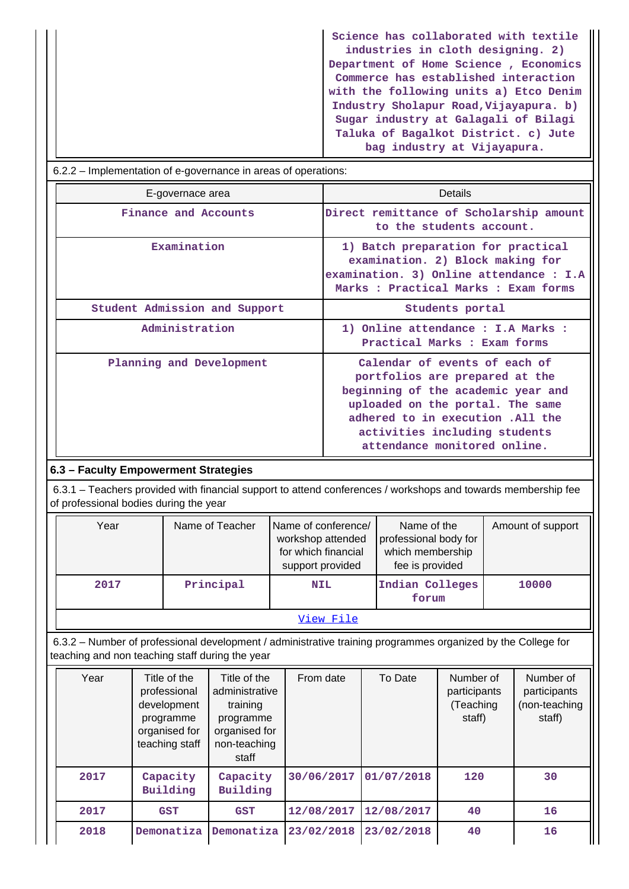| | Science has collaborated with textile industries in cloth designing. 2) Department of Home Science , Economics Commerce has established interaction with the following units a) Etco Denim Industry Sholapur Road,Vijayapura. b) Sugar industry at Galagali of Bilagi Taluka of Bagalkot District. c) Jute bag industry at Vijayapura. |
|---|---|

6.2.2 – Implementation of e-governance in areas of operations:

| E-governace area | Details |
|---|---|
| Finance and Accounts | Direct remittance of Scholarship amount to the students account. |
| Examination | 1) Batch preparation for practical examination. 2) Block making for examination. 3) Online attendance : I.A Marks : Practical Marks : Exam forms |
| Student Admission and Support | Students portal |
| Administration | 1) Online attendance : I.A Marks : Practical Marks : Exam forms |
| Planning and Development | Calendar of events of each of portfolios are prepared at the beginning of the academic year and uploaded on the portal. The same adhered to in execution .All the activities including students attendance monitored online. |

### 6.3 – Faculty Empowerment Strategies

6.3.1 – Teachers provided with financial support to attend conferences / workshops and towards membership fee of professional bodies during the year

| Year | Name of Teacher | Name of conference/ workshop attended for which financial support provided | Name of the professional body for which membership fee is provided | Amount of support |
|---|---|---|---|---|
| 2017 | Principal | NIL | Indian Colleges forum | 10000 |

View File

6.3.2 – Number of professional development / administrative training programmes organized by the College for teaching and non teaching staff during the year

| Year | Title of the professional development programme organised for teaching staff | Title of the administrative training programme organised for non-teaching staff | From date | To Date | Number of participants (Teaching staff) | Number of participants (non-teaching staff) |
|---|---|---|---|---|---|---|
| 2017 | Capacity Building | Capacity Building | 30/06/2017 | 01/07/2018 | 120 | 30 |
| 2017 | GST | GST | 12/08/2017 | 12/08/2017 | 40 | 16 |
| 2018 | Demonatiza | Demonatiza | 23/02/2018 | 23/02/2018 | 40 | 16 |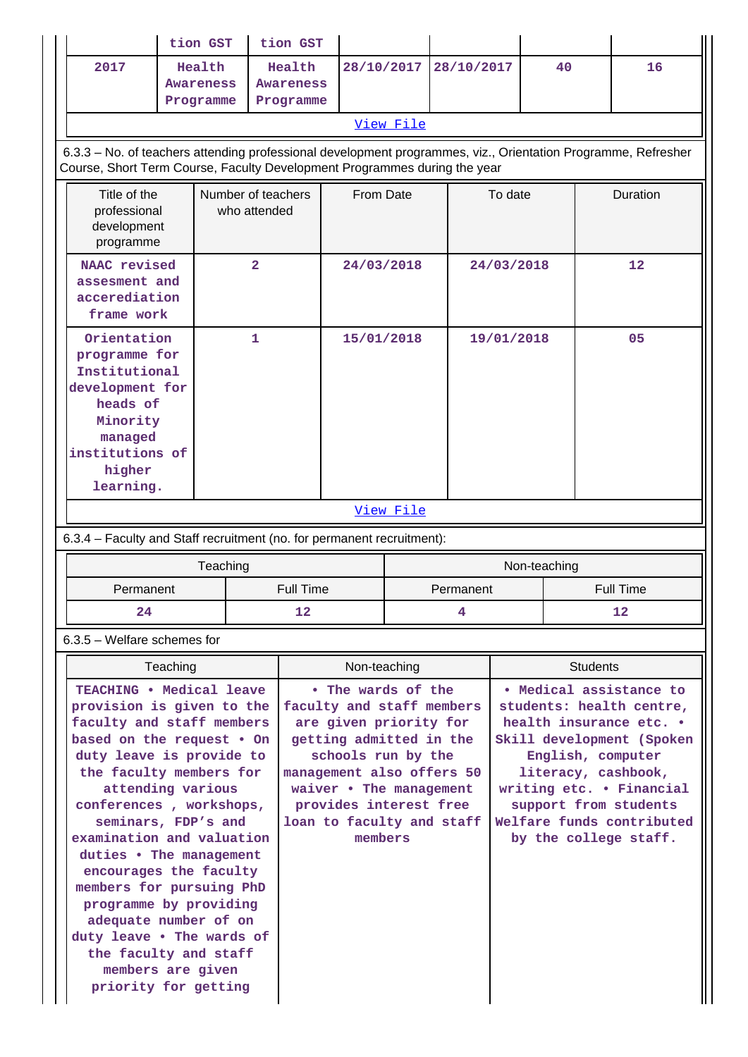| | tion GST | tion GST | | | | |
|---|---|---|---|---|---|---|
| 2017 | Health Awareness Programme | Health Awareness Programme | 28/10/2017 | 28/10/2017 | 40 | 16 |

View File

6.3.3 – No. of teachers attending professional development programmes, viz., Orientation Programme, Refresher Course, Short Term Course, Faculty Development Programmes during the year

| Title of the professional development programme | Number of teachers who attended | From Date | To date | Duration |
|---|---|---|---|---|
| NAAC revised assesment and accerediation frame work | 2 | 24/03/2018 | 24/03/2018 | 12 |
| Orientation programme for Institutional development for heads of Minority managed institutions of higher learning. | 1 | 15/01/2018 | 19/01/2018 | 05 |

View File

6.3.4 – Faculty and Staff recruitment (no. for permanent recruitment):

| Teaching | | Non-teaching | |
|---|---|---|---|
| Permanent | Full Time | Permanent | Full Time |
| 24 | 12 | 4 | 12 |

6.3.5 – Welfare schemes for

| Teaching | Non-teaching | Students |
|---|---|---|
| TEACHING • Medical leave provision is given to the faculty and staff members based on the request • On duty leave is provide to the faculty members for attending various conferences , workshops, seminars, FDP's and examination and valuation duties • The management encourages the faculty members for pursuing PhD programme by providing adequate number of on duty leave • The wards of the faculty and staff members are given priority for getting | • The wards of the faculty and staff members are given priority for getting admitted in the schools run by the management also offers 50 waiver • The management provides interest free loan to faculty and staff members | • Medical assistance to students: health centre, health insurance etc. • Skill development (Spoken English, computer literacy, cashbook, writing etc. • Financial support from students Welfare funds contributed by the college staff. |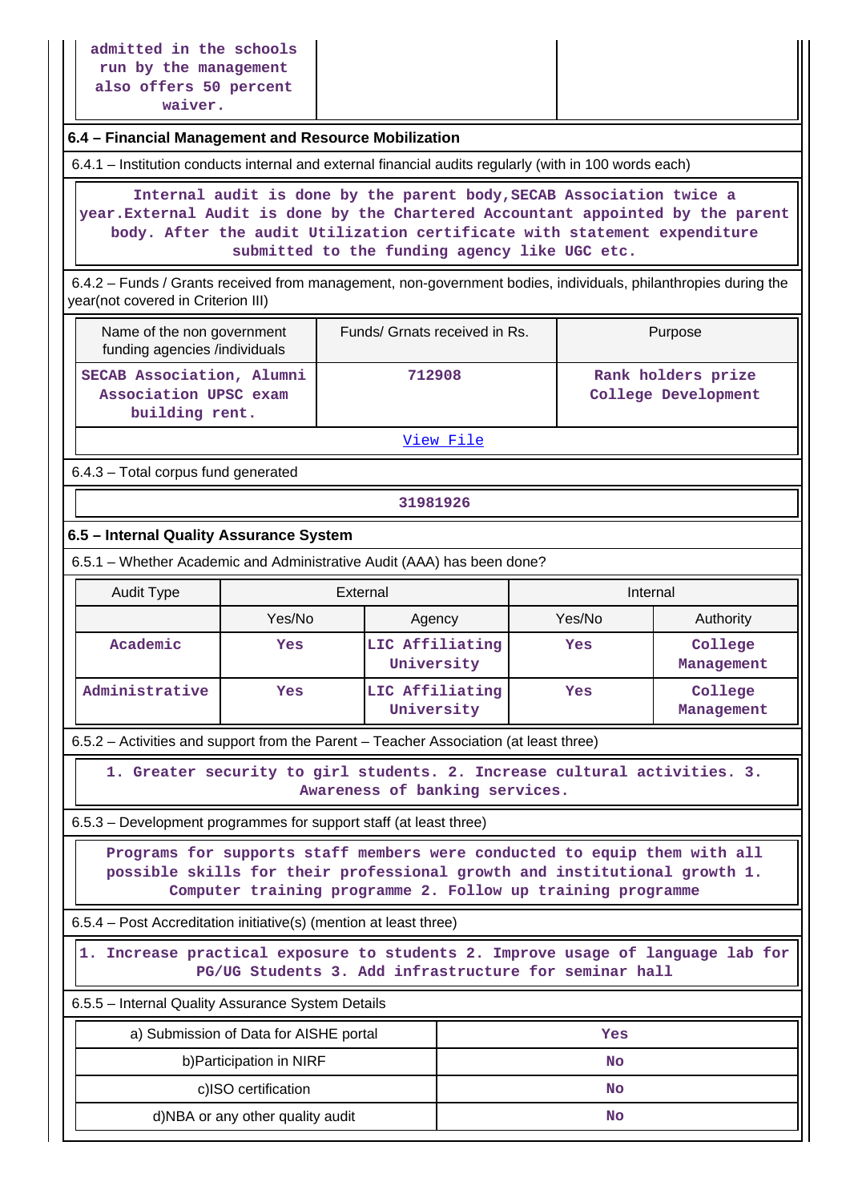| admitted in the schools run by the management also offers 50 percent waiver. | | |
|---|---|---|

### 6.4 – Financial Management and Resource Mobilization

6.4.1 – Institution conducts internal and external financial audits regularly (with in 100 words each)

Internal audit is done by the parent body,SECAB Association twice a year.External Audit is done by the Chartered Accountant appointed by the parent body. After the audit Utilization certificate with statement expenditure submitted to the funding agency like UGC etc.

6.4.2 – Funds / Grants received from management, non-government bodies, individuals, philanthropies during the year(not covered in Criterion III)

| Name of the non government funding agencies /individuals | Funds/ Grnats received in Rs. | Purpose |
|---|---|---|
| SECAB Association, Alumni Association UPSC exam building rent. | 712908 | Rank holders prize College Development |

View File

6.4.3 – Total corpus fund generated

31981926

### 6.5 – Internal Quality Assurance System

6.5.1 – Whether Academic and Administrative Audit (AAA) has been done?

| Audit Type | External | | Internal | |
|---|---|---|---|---|
| | Yes/No | Agency | Yes/No | Authority |
| Academic | Yes | LIC Affiliating University | Yes | College Management |
| Administrative | Yes | LIC Affiliating University | Yes | College Management |

6.5.2 – Activities and support from the Parent – Teacher Association (at least three)

1. Greater security to girl students. 2. Increase cultural activities. 3. Awareness of banking services.

6.5.3 – Development programmes for support staff (at least three)

Programs for supports staff members were conducted to equip them with all possible skills for their professional growth and institutional growth 1. Computer training programme 2. Follow up training programme

6.5.4 – Post Accreditation initiative(s) (mention at least three)

1. Increase practical exposure to students 2. Improve usage of language lab for PG/UG Students 3. Add infrastructure for seminar hall

6.5.5 – Internal Quality Assurance System Details

| | |
|---|---|
| a) Submission of Data for AISHE portal | Yes |
| b)Participation in NIRF | No |
| c)ISO certification | No |
| d)NBA or any other quality audit | No |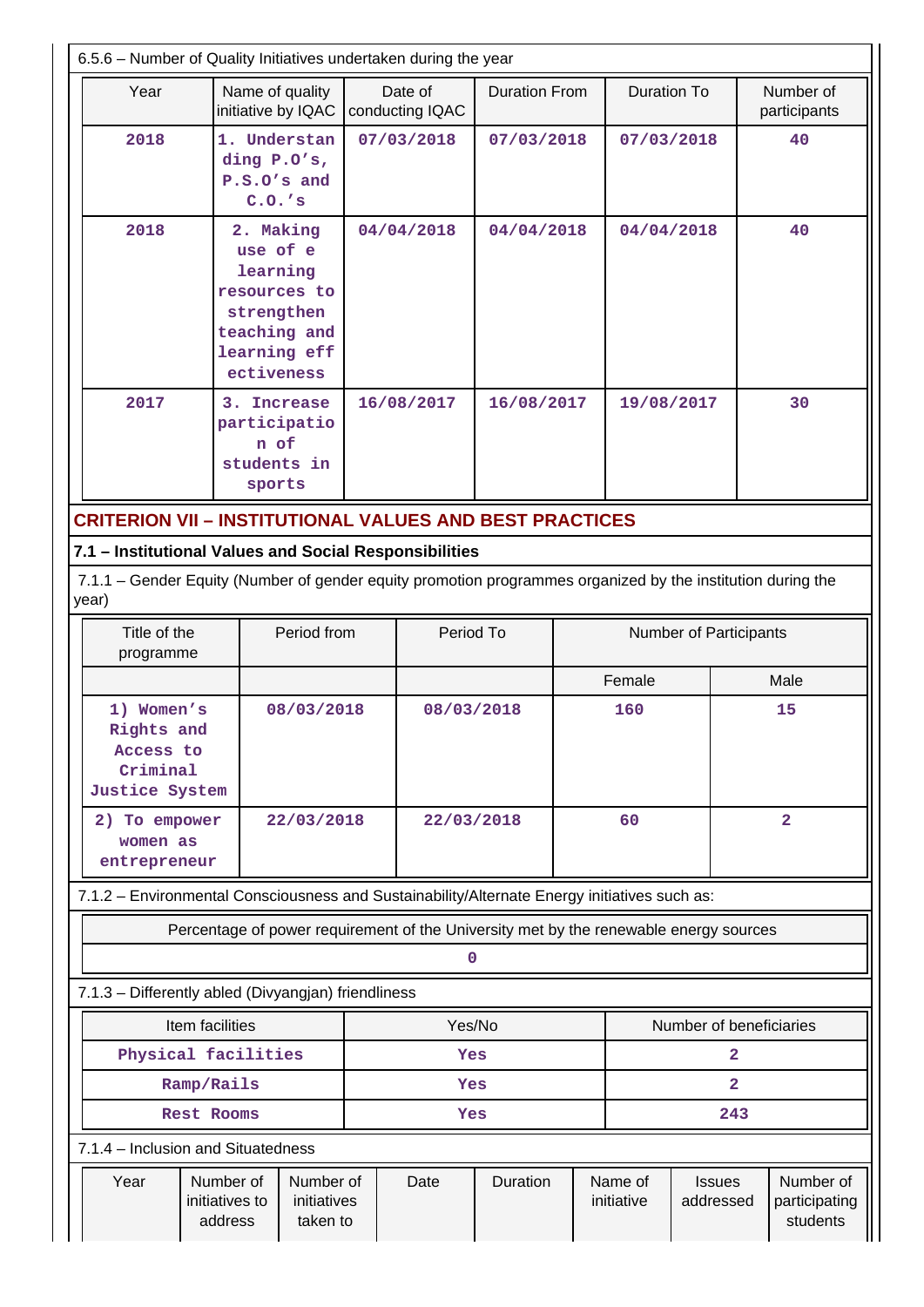6.5.6 – Number of Quality Initiatives undertaken during the year

| Year | Name of quality initiative by IQAC | Date of conducting IQAC | Duration From | Duration To | Number of participants |
|---|---|---|---|---|---|
| 2018 | 1. Understanding P.O's, P.S.O's and C.O.'s | 07/03/2018 | 07/03/2018 | 07/03/2018 | 40 |
| 2018 | 2. Making use of e learning resources to strengthen teaching and learning effectiveness | 04/04/2018 | 04/04/2018 | 04/04/2018 | 40 |
| 2017 | 3. Increase participation of students in sports | 16/08/2017 | 16/08/2017 | 19/08/2017 | 30 |

## CRITERION VII – INSTITUTIONAL VALUES AND BEST PRACTICES

### 7.1 – Institutional Values and Social Responsibilities

7.1.1 – Gender Equity (Number of gender equity promotion programmes organized by the institution during the year)

| Title of the programme | Period from | Period To | Number of Participants | |
|---|---|---|---|---|
| | | | Female | Male |
| 1) Women's Rights and Access to Criminal Justice System | 08/03/2018 | 08/03/2018 | 160 | 15 |
| 2) To empower women as entrepreneur | 22/03/2018 | 22/03/2018 | 60 | 2 |

7.1.2 – Environmental Consciousness and Sustainability/Alternate Energy initiatives such as:

| Percentage of power requirement of the University met by the renewable energy sources |
|---|
| 0 |

7.1.3 – Differently abled (Divyangjan) friendliness

| Item facilities | Yes/No | Number of beneficiaries |
|---|---|---|
| Physical facilities | Yes | 2 |
| Ramp/Rails | Yes | 2 |
| Rest Rooms | Yes | 243 |

7.1.4 – Inclusion and Situatedness

| Year | Number of initiatives to address | Number of initiatives taken to | Date | Duration | Name of initiative | Issues addressed | Number of participating students |
|---|---|---|---|---|---|---|---|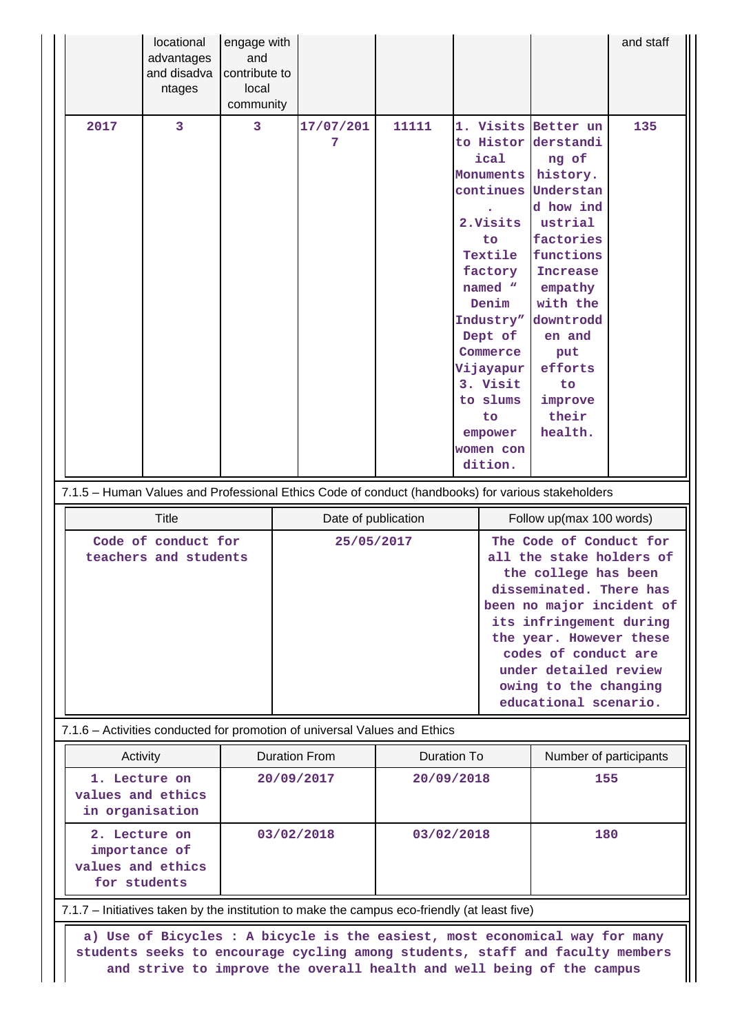| | locational advantages and disadvantages | engage with and contribute to local community | | | | | and staff |
|---|---|---|---|---|---|---|---|
| 2017 | 3 | 3 | 17/07/2017 | 11111 | 1. Visits to Historical Monuments continues. 2.Visits to Textile factory named " Denim Industry" Dept of Commerce Vijayapur 3. Visit to slums to empower women condition. | Better understanding of history. Understand how industrial factories functions Increase empathy with the downtrodden and put efforts to improve their health. | 135 |

7.1.5 – Human Values and Professional Ethics Code of conduct (handbooks) for various stakeholders

| Title | Date of publication | Follow up(max 100 words) |
|---|---|---|
| Code of conduct for teachers and students | 25/05/2017 | The Code of Conduct for all the stake holders of the college has been disseminated. There has been no major incident of its infringement during the year. However these codes of conduct are under detailed review owing to the changing educational scenario. |

7.1.6 – Activities conducted for promotion of universal Values and Ethics

| Activity | Duration From | Duration To | Number of participants |
|---|---|---|---|
| 1. Lecture on values and ethics in organisation | 20/09/2017 | 20/09/2018 | 155 |
| 2. Lecture on importance of values and ethics for students | 03/02/2018 | 03/02/2018 | 180 |

7.1.7 – Initiatives taken by the institution to make the campus eco-friendly (at least five)

a) Use of Bicycles : A bicycle is the easiest, most economical way for many students seeks to encourage cycling among students, staff and faculty members and strive to improve the overall health and well being of the campus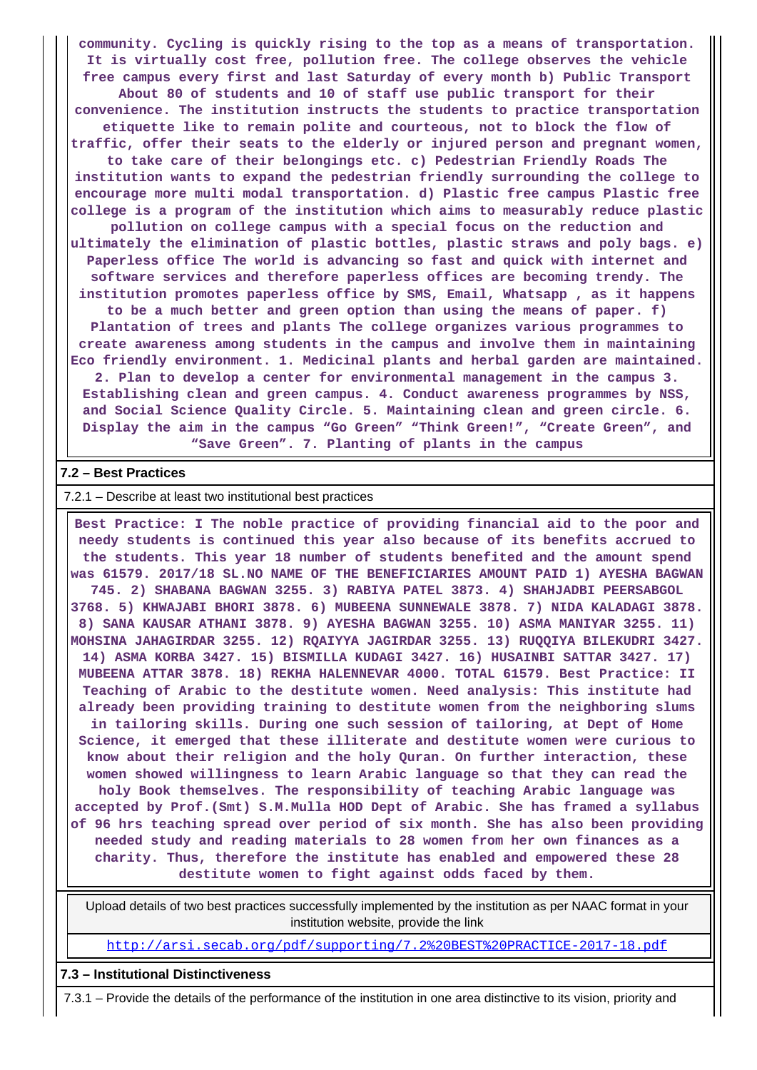community. Cycling is quickly rising to the top as a means of transportation. It is virtually cost free, pollution free. The college observes the vehicle free campus every first and last Saturday of every month b) Public Transport About 80 of students and 10 of staff use public transport for their convenience. The institution instructs the students to practice transportation etiquette like to remain polite and courteous, not to block the flow of traffic, offer their seats to the elderly or injured person and pregnant women, to take care of their belongings etc. c) Pedestrian Friendly Roads The institution wants to expand the pedestrian friendly surrounding the college to encourage more multi modal transportation. d) Plastic free campus Plastic free college is a program of the institution which aims to measurably reduce plastic pollution on college campus with a special focus on the reduction and ultimately the elimination of plastic bottles, plastic straws and poly bags. e) Paperless office The world is advancing so fast and quick with internet and software services and therefore paperless offices are becoming trendy. The institution promotes paperless office by SMS, Email, Whatsapp , as it happens to be a much better and green option than using the means of paper. f) Plantation of trees and plants The college organizes various programmes to create awareness among students in the campus and involve them in maintaining Eco friendly environment. 1. Medicinal plants and herbal garden are maintained. 2. Plan to develop a center for environmental management in the campus 3. Establishing clean and green campus. 4. Conduct awareness programmes by NSS, and Social Science Quality Circle. 5. Maintaining clean and green circle. 6. Display the aim in the campus “Go Green” “Think Green!”, “Create Green”, and “Save Green”. 7. Planting of plants in the campus

## 7.2 – Best Practices

7.2.1 – Describe at least two institutional best practices

Best Practice: I The noble practice of providing financial aid to the poor and needy students is continued this year also because of its benefits accrued to the students. This year 18 number of students benefited and the amount spend was 61579. 2017/18 SL.NO NAME OF THE BENEFICIARIES AMOUNT PAID 1) AYESHA BAGWAN 745. 2) SHABANA BAGWAN 3255. 3) RABIYA PATEL 3873. 4) SHAHJADBI PEERSABGOL 3768. 5) KHWAJABI BHORI 3878. 6) MUBEENA SUNNEWALE 3878. 7) NIDA KALADAGI 3878. 8) SANA KAUSAR ATHANI 3878. 9) AYESHA BAGWAN 3255. 10) ASMA MANIYAR 3255. 11) MOHSINA JAHAGIRDAR 3255. 12) RQAIYYA JAGIRDAR 3255. 13) RUQQIYA BILEKUDRI 3427. 14) ASMA KORBA 3427. 15) BISMILLA KUDAGI 3427. 16) HUSAINBI SATTAR 3427. 17) MUBEENA ATTAR 3878. 18) REKHA HALENNEVAR 4000. TOTAL 61579. Best Practice: II Teaching of Arabic to the destitute women. Need analysis: This institute had already been providing training to destitute women from the neighboring slums in tailoring skills. During one such session of tailoring, at Dept of Home Science, it emerged that these illiterate and destitute women were curious to know about their religion and the holy Quran. On further interaction, these women showed willingness to learn Arabic language so that they can read the holy Book themselves. The responsibility of teaching Arabic language was accepted by Prof.(Smt) S.M.Mulla HOD Dept of Arabic. She has framed a syllabus of 96 hrs teaching spread over period of six month. She has also been providing needed study and reading materials to 28 women from her own finances as a charity. Thus, therefore the institute has enabled and empowered these 28 destitute women to fight against odds faced by them.

Upload details of two best practices successfully implemented by the institution as per NAAC format in your institution website, provide the link

http://arsi.secab.org/pdf/supporting/7.2%20BEST%20PRACTICE-2017-18.pdf

## 7.3 – Institutional Distinctiveness

7.3.1 – Provide the details of the performance of the institution in one area distinctive to its vision, priority and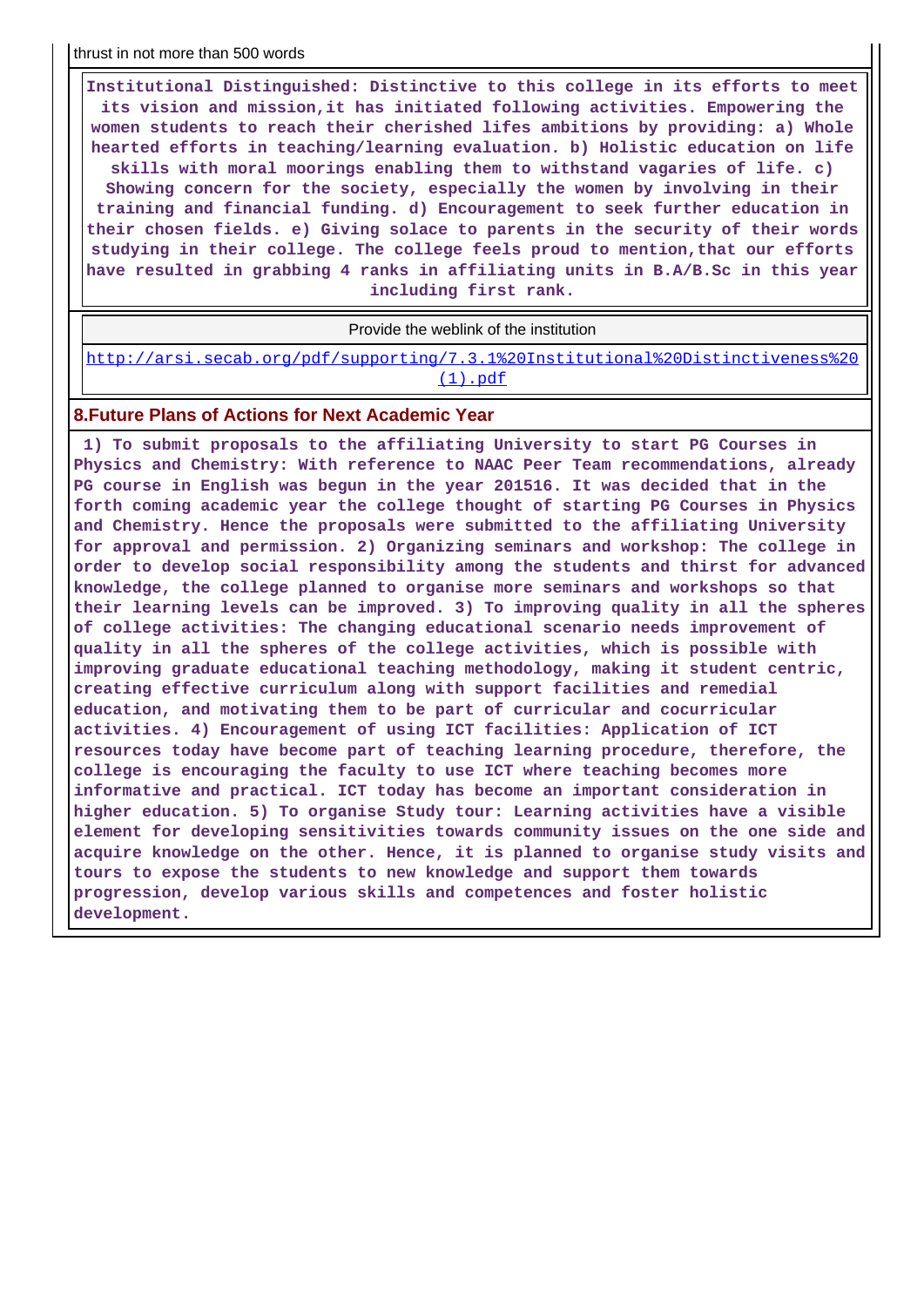thrust in not more than 500 words

**Institutional Distinguished: Distinctive to this college in its efforts to meet its vision and mission,it has initiated following activities. Empowering the women students to reach their cherished lifes ambitions by providing: a) Whole hearted efforts in teaching/learning evaluation. b) Holistic education on life skills with moral moorings enabling them to withstand vagaries of life. c) Showing concern for the society, especially the women by involving in their training and financial funding. d) Encouragement to seek further education in their chosen fields. e) Giving solace to parents in the security of their words studying in their college. The college feels proud to mention,that our efforts have resulted in grabbing 4 ranks in affiliating units in B.A/B.Sc in this year including first rank.**

Provide the weblink of the institution

http://arsi.secab.org/pdf/supporting/7.3.1%20Institutional%20Distinctiveness%20(1).pdf

## 8.Future Plans of Actions for Next Academic Year

**1) To submit proposals to the affiliating University to start PG Courses in Physics and Chemistry: With reference to NAAC Peer Team recommendations, already PG course in English was begun in the year 201516. It was decided that in the forth coming academic year the college thought of starting PG Courses in Physics and Chemistry. Hence the proposals were submitted to the affiliating University for approval and permission. 2) Organizing seminars and workshop: The college in order to develop social responsibility among the students and thirst for advanced knowledge, the college planned to organise more seminars and workshops so that their learning levels can be improved. 3) To improving quality in all the spheres of college activities: The changing educational scenario needs improvement of quality in all the spheres of the college activities, which is possible with improving graduate educational teaching methodology, making it student centric, creating effective curriculum along with support facilities and remedial education, and motivating them to be part of curricular and cocurricular activities. 4) Encouragement of using ICT facilities: Application of ICT resources today have become part of teaching learning procedure, therefore, the college is encouraging the faculty to use ICT where teaching becomes more informative and practical. ICT today has become an important consideration in higher education. 5) To organise Study tour: Learning activities have a visible element for developing sensitivities towards community issues on the one side and acquire knowledge on the other. Hence, it is planned to organise study visits and tours to expose the students to new knowledge and support them towards progression, develop various skills and competences and foster holistic development.**